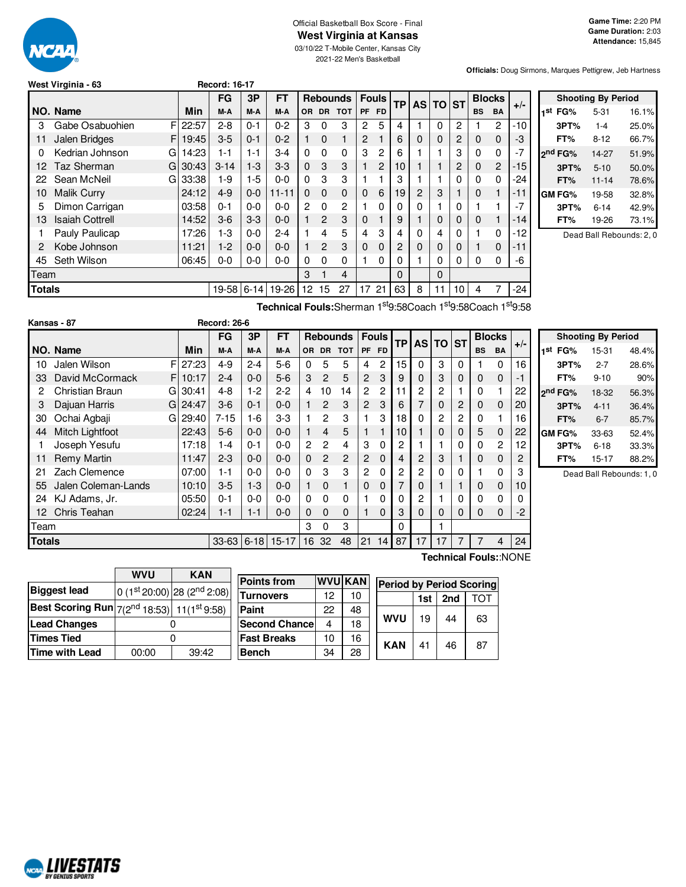Official Basketball Box Score - Final

# West Virginia at Kansas

03/10/22 T-Mobile Center, Kansas City

2021-22 Men's Basketball

**Game Time:** 2:20 PM
**Game Duration:** 2:03
**Attendance:** 15,845

**Officials:** Doug Sirmons, Marques Pettigrew, Jeb Hartness

## West Virginia - 63 (Record: 16-17)

| NO. | Name | | Min | FG M-A | 3P M-A | FT M-A | OR | DR | TOT | PF | FD | TP | AS | TO | ST | BS | BA | +/- |
|---|---|---|---|---|---|---|---|---|---|---|---|---|---|---|---|---|---|---|
| 3 | Gabe Osabuohien | F | 22:57 | 2-8 | 0-1 | 0-2 | 3 | 0 | 3 | 2 | 5 | 4 | 1 | 0 | 2 | 1 | 2 | -10 |
| 11 | Jalen Bridges | F | 19:45 | 3-5 | 0-1 | 0-2 | 1 | 0 | 1 | 2 | 1 | 6 | 0 | 0 | 2 | 0 | 0 | -3 |
| 0 | Kedrian Johnson | G | 14:23 | 1-1 | 1-1 | 3-4 | 0 | 0 | 0 | 3 | 2 | 6 | 1 | 1 | 3 | 0 | 0 | -7 |
| 12 | Taz Sherman | G | 30:43 | 3-14 | 1-3 | 3-3 | 0 | 3 | 3 | 1 | 2 | 10 | 1 | 1 | 2 | 0 | 2 | -15 |
| 22 | Sean McNeil | G | 33:38 | 1-9 | 1-5 | 0-0 | 0 | 3 | 3 | 1 | 1 | 3 | 1 | 1 | 0 | 0 | 0 | -24 |
| 10 | Malik Curry | | 24:12 | 4-9 | 0-0 | 11-11 | 0 | 0 | 0 | 0 | 6 | 19 | 2 | 3 | 1 | 0 | 1 | -11 |
| 5 | Dimon Carrigan | | 03:58 | 0-1 | 0-0 | 0-0 | 2 | 0 | 2 | 1 | 0 | 0 | 0 | 1 | 0 | 1 | 1 | -7 |
| 13 | Isaiah Cottrell | | 14:52 | 3-6 | 3-3 | 0-0 | 1 | 2 | 3 | 0 | 1 | 9 | 1 | 0 | 0 | 0 | 1 | -14 |
| 1 | Pauly Paulicap | | 17:26 | 1-3 | 0-0 | 2-4 | 1 | 4 | 5 | 4 | 3 | 4 | 0 | 4 | 0 | 1 | 0 | -12 |
| 2 | Kobe Johnson | | 11:21 | 1-2 | 0-0 | 0-0 | 1 | 2 | 3 | 0 | 0 | 2 | 0 | 0 | 0 | 1 | 0 | -11 |
| 45 | Seth Wilson | | 06:45 | 0-0 | 0-0 | 0-0 | 0 | 0 | 0 | 1 | 0 | 0 | 1 | 0 | 0 | 0 | 0 | -6 |
| | Team | | | | | | 3 | 1 | 4 | | | 0 | | 0 | | | | |
| | **Totals** | | | 19-58 | 6-14 | 19-26 | 12 | 15 | 27 | 17 | 21 | 63 | 8 | 11 | 10 | 4 | 7 | -24 |

**Technical Fouls:** Sherman 1st 9:58 Coach 1st 9:58 Coach 1st 9:58

| Shooting By Period | | | |
|---|---|---|---|
| 1st | FG% | 5-31 | 16.1% |
| | 3PT% | 1-4 | 25.0% |
| | FT% | 8-12 | 66.7% |
| 2nd | FG% | 14-27 | 51.9% |
| | 3PT% | 5-10 | 50.0% |
| | FT% | 11-14 | 78.6% |
| GM | FG% | 19-58 | 32.8% |
| | 3PT% | 6-14 | 42.9% |
| | FT% | 19-26 | 73.1% |

Dead Ball Rebounds: 2, 0

## Kansas - 87 (Record: 26-6)

| NO. | Name | | Min | FG M-A | 3P M-A | FT M-A | OR | DR | TOT | PF | FD | TP | AS | TO | ST | BS | BA | +/- |
|---|---|---|---|---|---|---|---|---|---|---|---|---|---|---|---|---|---|---|
| 10 | Jalen Wilson | F | 27:23 | 4-9 | 2-4 | 5-6 | 0 | 5 | 5 | 4 | 2 | 15 | 0 | 3 | 0 | 1 | 0 | 16 |
| 33 | David McCormack | F | 10:17 | 2-4 | 0-0 | 5-6 | 3 | 2 | 5 | 2 | 3 | 9 | 0 | 3 | 0 | 0 | 0 | -1 |
| 2 | Christian Braun | G | 30:41 | 4-8 | 1-2 | 2-2 | 4 | 10 | 14 | 2 | 2 | 11 | 2 | 2 | 1 | 0 | 1 | 22 |
| 3 | Dajuan Harris | G | 24:47 | 3-6 | 0-1 | 0-0 | 1 | 2 | 3 | 2 | 3 | 6 | 7 | 0 | 2 | 0 | 0 | 20 |
| 30 | Ochai Agbaji | G | 29:40 | 7-15 | 1-6 | 3-3 | 1 | 2 | 3 | 1 | 3 | 18 | 0 | 2 | 2 | 0 | 1 | 16 |
| 44 | Mitch Lightfoot | | 22:43 | 5-6 | 0-0 | 0-0 | 1 | 4 | 5 | 1 | 1 | 10 | 1 | 0 | 0 | 5 | 0 | 22 |
| 1 | Joseph Yesufu | | 17:18 | 1-4 | 0-1 | 0-0 | 2 | 2 | 4 | 3 | 0 | 2 | 1 | 1 | 0 | 0 | 2 | 12 |
| 11 | Remy Martin | | 11:47 | 2-3 | 0-0 | 0-0 | 0 | 2 | 2 | 2 | 0 | 4 | 2 | 3 | 1 | 0 | 0 | 2 |
| 21 | Zach Clemence | | 07:00 | 1-1 | 0-0 | 0-0 | 0 | 3 | 3 | 2 | 0 | 2 | 2 | 0 | 0 | 1 | 0 | 3 |
| 55 | Jalen Coleman-Lands | | 10:10 | 3-5 | 1-3 | 0-0 | 1 | 0 | 1 | 0 | 0 | 7 | 0 | 1 | 1 | 0 | 0 | 10 |
| 24 | KJ Adams, Jr. | | 05:50 | 0-1 | 0-0 | 0-0 | 0 | 0 | 0 | 1 | 0 | 0 | 2 | 1 | 0 | 0 | 0 | 0 |
| 12 | Chris Teahan | | 02:24 | 1-1 | 1-1 | 0-0 | 0 | 0 | 0 | 1 | 0 | 3 | 0 | 0 | 0 | 0 | 0 | -2 |
| | Team | | | | | | 3 | 0 | 3 | | | 0 | | 1 | | | | |
| | **Totals** | | | 33-63 | 6-18 | 15-17 | 16 | 32 | 48 | 21 | 14 | 87 | 17 | 17 | 7 | 7 | 4 | 24 |

**Technical Fouls:** :NONE

| Shooting By Period | | | |
|---|---|---|---|
| 1st | FG% | 15-31 | 48.4% |
| | 3PT% | 2-7 | 28.6% |
| | FT% | 9-10 | 90% |
| 2nd | FG% | 18-32 | 56.3% |
| | 3PT% | 4-11 | 36.4% |
| | FT% | 6-7 | 85.7% |
| GM | FG% | 33-63 | 52.4% |
| | 3PT% | 6-18 | 33.3% |
| | FT% | 15-17 | 88.2% |

Dead Ball Rebounds: 1, 0

| | WVU | KAN |
|---|---|---|
| Biggest lead | 0 (1st 20:00) | 28 (2nd 2:08) |
| Best Scoring Run | 7(2nd 18:53) | 11(1st 9:58) |
| Lead Changes | 0 | |
| Times Tied | 0 | |
| Time with Lead | 00:00 | 39:42 |

| Points from | WVU | KAN |
|---|---|---|
| Turnovers | 12 | 10 |
| Paint | 22 | 48 |
| Second Chance | 4 | 18 |
| Fast Breaks | 10 | 16 |
| Bench | 34 | 28 |

| Period by Period Scoring | 1st | 2nd | TOT |
|---|---|---|---|
| WVU | 19 | 44 | 63 |
| KAN | 41 | 46 | 87 |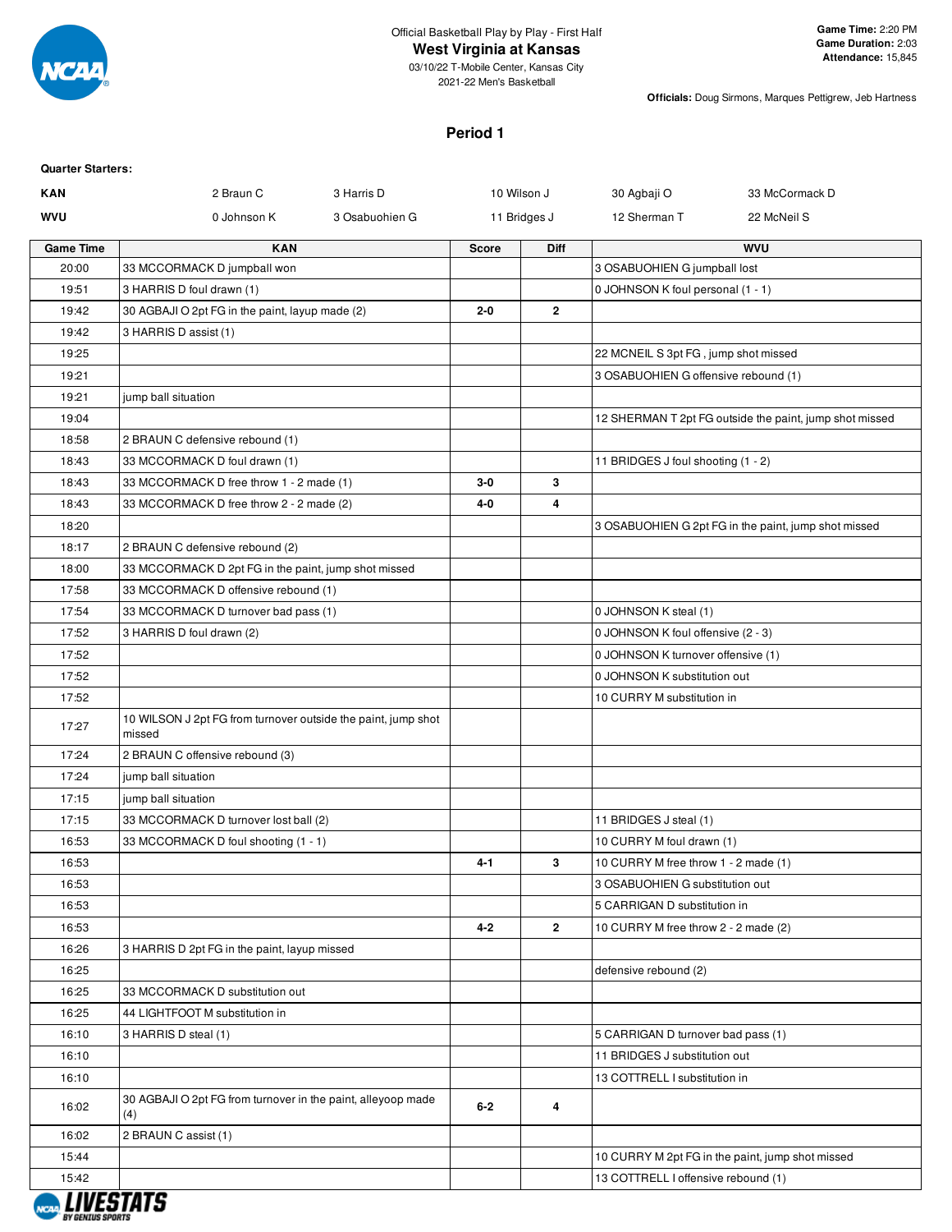Official Basketball Play by Play - First Half

# West Virginia at Kansas

03/10/22 T-Mobile Center, Kansas City
2021-22 Men's Basketball

**Game Time:** 2:20 PM
**Game Duration:** 2:03
**Attendance:** 15,845

**Officials:** Doug Sirmons, Marques Pettigrew, Jeb Hartness

## Period 1

**Quarter Starters:**

| | | | | | |
|---|---|---|---|---|---|
| **KAN** | 2 Braun C | 3 Harris D | 10 Wilson J | 30 Agbaji O | 33 McCormack D |
| **WVU** | 0 Johnson K | 3 Osabuohien G | 11 Bridges J | 12 Sherman T | 22 McNeil S |

| Game Time | KAN | Score | Diff | WVU |
|---|---|---|---|---|
| 20:00 | 33 MCCORMACK D jumpball won | | | 3 OSABUOHIEN G jumpball lost |
| 19:51 | 3 HARRIS D foul drawn (1) | | | 0 JOHNSON K foul personal (1 - 1) |
| 19:42 | 30 AGBAJI O 2pt FG in the paint, layup made (2) | 2-0 | 2 | |
| 19:42 | 3 HARRIS D assist (1) | | | |
| 19:25 | | | | 22 MCNEIL S 3pt FG , jump shot missed |
| 19:21 | | | | 3 OSABUOHIEN G offensive rebound (1) |
| 19:21 | jump ball situation | | | |
| 19:04 | | | | 12 SHERMAN T 2pt FG outside the paint, jump shot missed |
| 18:58 | 2 BRAUN C defensive rebound (1) | | | |
| 18:43 | 33 MCCORMACK D foul drawn (1) | | | 11 BRIDGES J foul shooting (1 - 2) |
| 18:43 | 33 MCCORMACK D free throw 1 - 2 made (1) | 3-0 | 3 | |
| 18:43 | 33 MCCORMACK D free throw 2 - 2 made (2) | 4-0 | 4 | |
| 18:20 | | | | 3 OSABUOHIEN G 2pt FG in the paint, jump shot missed |
| 18:17 | 2 BRAUN C defensive rebound (2) | | | |
| 18:00 | 33 MCCORMACK D 2pt FG in the paint, jump shot missed | | | |
| 17:58 | 33 MCCORMACK D offensive rebound (1) | | | |
| 17:54 | 33 MCCORMACK D turnover bad pass (1) | | | 0 JOHNSON K steal (1) |
| 17:52 | 3 HARRIS D foul drawn (2) | | | 0 JOHNSON K foul offensive (2 - 3) |
| 17:52 | | | | 0 JOHNSON K turnover offensive (1) |
| 17:52 | | | | 0 JOHNSON K substitution out |
| 17:52 | | | | 10 CURRY M substitution in |
| 17:27 | 10 WILSON J 2pt FG from turnover outside the paint, jump shot missed | | | |
| 17:24 | 2 BRAUN C offensive rebound (3) | | | |
| 17:24 | jump ball situation | | | |
| 17:15 | jump ball situation | | | |
| 17:15 | 33 MCCORMACK D turnover lost ball (2) | | | 11 BRIDGES J steal (1) |
| 16:53 | 33 MCCORMACK D foul shooting (1 - 1) | | | 10 CURRY M foul drawn (1) |
| 16:53 | | 4-1 | 3 | 10 CURRY M free throw 1 - 2 made (1) |
| 16:53 | | | | 3 OSABUOHIEN G substitution out |
| 16:53 | | | | 5 CARRIGAN D substitution in |
| 16:53 | | 4-2 | 2 | 10 CURRY M free throw 2 - 2 made (2) |
| 16:26 | 3 HARRIS D 2pt FG in the paint, layup missed | | | |
| 16:25 | | | | defensive rebound (2) |
| 16:25 | 33 MCCORMACK D substitution out | | | |
| 16:25 | 44 LIGHTFOOT M substitution in | | | |
| 16:10 | 3 HARRIS D steal (1) | | | 5 CARRIGAN D turnover bad pass (1) |
| 16:10 | | | | 11 BRIDGES J substitution out |
| 16:10 | | | | 13 COTTRELL I substitution in |
| 16:02 | 30 AGBAJI O 2pt FG from turnover in the paint, alleyoop made (4) | 6-2 | 4 | |
| 16:02 | 2 BRAUN C assist (1) | | | |
| 15:44 | | | | 10 CURRY M 2pt FG in the paint, jump shot missed |
| 15:42 | | | | 13 COTTRELL I offensive rebound (1) |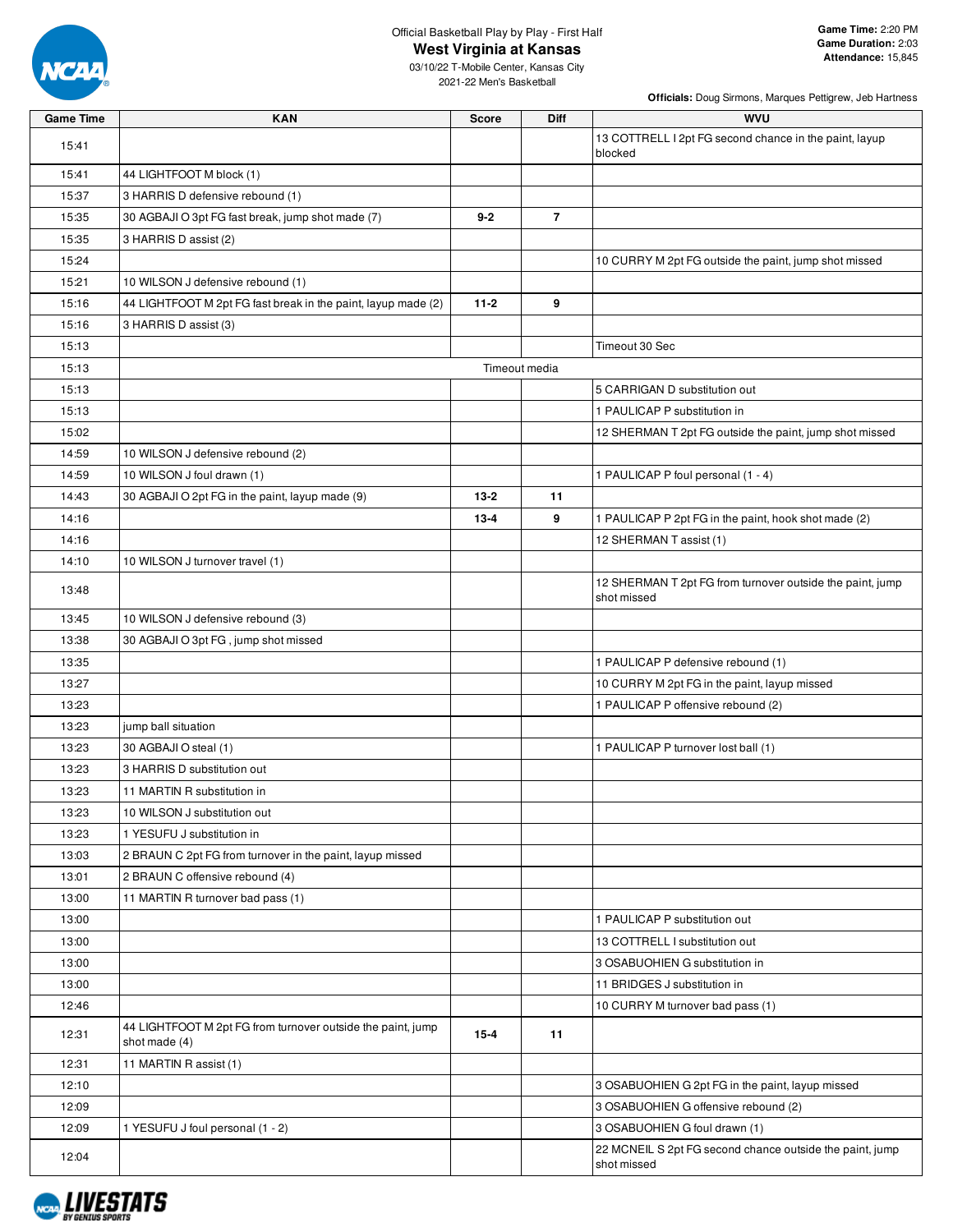Official Basketball Play by Play - First Half

# West Virginia at Kansas

03/10/22 T-Mobile Center, Kansas City
2021-22 Men's Basketball

**Game Time:** 2:20 PM
**Game Duration:** 2:03
**Attendance:** 15,845

**Officials:** Doug Sirmons, Marques Pettigrew, Jeb Hartness

| Game Time | KAN | Score | Diff | WVU |
|---|---|---|---|---|
| 15:41 | | | | 13 COTTRELL I 2pt FG second chance in the paint, layup blocked |
| 15:41 | 44 LIGHTFOOT M block (1) | | | |
| 15:37 | 3 HARRIS D defensive rebound (1) | | | |
| 15:35 | 30 AGBAJI O 3pt FG fast break, jump shot made (7) | **9-2** | **7** | |
| 15:35 | 3 HARRIS D assist (2) | | | |
| 15:24 | | | | 10 CURRY M 2pt FG outside the paint, jump shot missed |
| 15:21 | 10 WILSON J defensive rebound (1) | | | |
| 15:16 | 44 LIGHTFOOT M 2pt FG fast break in the paint, layup made (2) | **11-2** | **9** | |
| 15:16 | 3 HARRIS D assist (3) | | | |
| 15:13 | | | | Timeout 30 Sec |
| 15:13 | | Timeout media | | |
| 15:13 | | | | 5 CARRIGAN D substitution out |
| 15:13 | | | | 1 PAULICAP P substitution in |
| 15:02 | | | | 12 SHERMAN T 2pt FG outside the paint, jump shot missed |
| 14:59 | 10 WILSON J defensive rebound (2) | | | |
| 14:59 | 10 WILSON J foul drawn (1) | | | 1 PAULICAP P foul personal (1 - 4) |
| 14:43 | 30 AGBAJI O 2pt FG in the paint, layup made (9) | **13-2** | **11** | |
| 14:16 | | **13-4** | **9** | 1 PAULICAP P 2pt FG in the paint, hook shot made (2) |
| 14:16 | | | | 12 SHERMAN T assist (1) |
| 14:10 | 10 WILSON J turnover travel (1) | | | |
| 13:48 | | | | 12 SHERMAN T 2pt FG from turnover outside the paint, jump shot missed |
| 13:45 | 10 WILSON J defensive rebound (3) | | | |
| 13:38 | 30 AGBAJI O 3pt FG , jump shot missed | | | |
| 13:35 | | | | 1 PAULICAP P defensive rebound (1) |
| 13:27 | | | | 10 CURRY M 2pt FG in the paint, layup missed |
| 13:23 | | | | 1 PAULICAP P offensive rebound (2) |
| 13:23 | jump ball situation | | | |
| 13:23 | 30 AGBAJI O steal (1) | | | 1 PAULICAP P turnover lost ball (1) |
| 13:23 | 3 HARRIS D substitution out | | | |
| 13:23 | 11 MARTIN R substitution in | | | |
| 13:23 | 10 WILSON J substitution out | | | |
| 13:23 | 1 YESUFU J substitution in | | | |
| 13:03 | 2 BRAUN C 2pt FG from turnover in the paint, layup missed | | | |
| 13:01 | 2 BRAUN C offensive rebound (4) | | | |
| 13:00 | 11 MARTIN R turnover bad pass (1) | | | |
| 13:00 | | | | 1 PAULICAP P substitution out |
| 13:00 | | | | 13 COTTRELL I substitution out |
| 13:00 | | | | 3 OSABUOHIEN G substitution in |
| 13:00 | | | | 11 BRIDGES J substitution in |
| 12:46 | | | | 10 CURRY M turnover bad pass (1) |
| 12:31 | 44 LIGHTFOOT M 2pt FG from turnover outside the paint, jump shot made (4) | **15-4** | **11** | |
| 12:31 | 11 MARTIN R assist (1) | | | |
| 12:10 | | | | 3 OSABUOHIEN G 2pt FG in the paint, layup missed |
| 12:09 | | | | 3 OSABUOHIEN G offensive rebound (2) |
| 12:09 | 1 YESUFU J foul personal (1 - 2) | | | 3 OSABUOHIEN G foul drawn (1) |
| 12:04 | | | | 22 MCNEIL S 2pt FG second chance outside the paint, jump shot missed |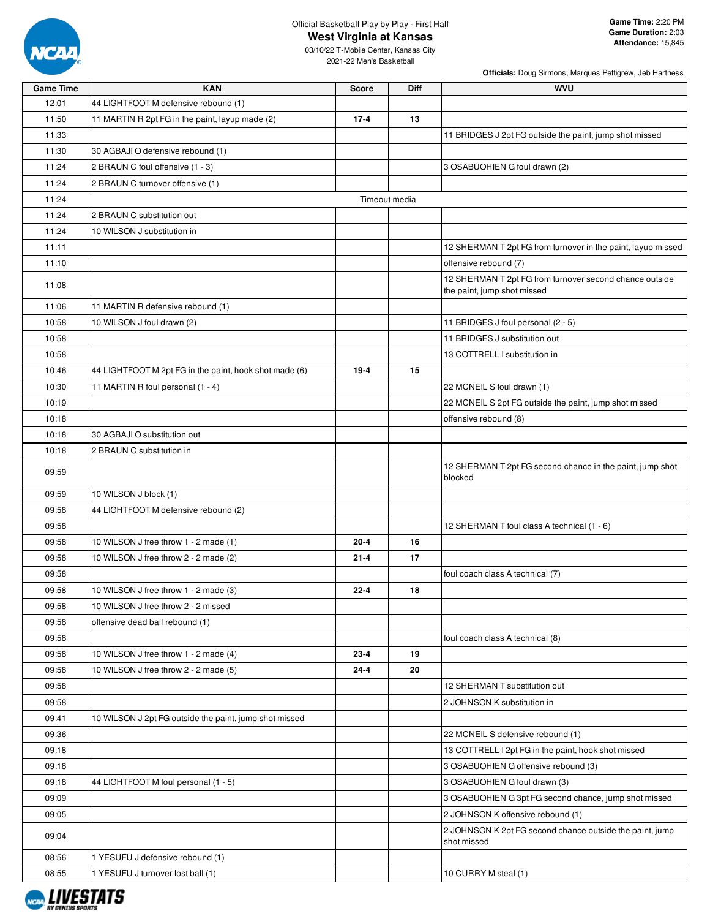Official Basketball Play by Play - First Half

# West Virginia at Kansas

03/10/22 T-Mobile Center, Kansas City
2021-22 Men's Basketball

**Game Time:** 2:20 PM
**Game Duration:** 2:03
**Attendance:** 15,845

**Officials:** Doug Sirmons, Marques Pettigrew, Jeb Hartness

| Game Time | KAN | Score | Diff | WVU |
|---|---|---|---|---|
| 12:01 | 44 LIGHTFOOT M defensive rebound (1) | | | |
| 11:50 | 11 MARTIN R 2pt FG in the paint, layup made (2) | 17-4 | 13 | |
| 11:33 | | | | 11 BRIDGES J 2pt FG outside the paint, jump shot missed |
| 11:30 | 30 AGBAJI O defensive rebound (1) | | | |
| 11:24 | 2 BRAUN C foul offensive (1 - 3) | | | 3 OSABUOHIEN G foul drawn (2) |
| 11:24 | 2 BRAUN C turnover offensive (1) | | | |
| 11:24 | Timeout media | | | |
| 11:24 | 2 BRAUN C substitution out | | | |
| 11:24 | 10 WILSON J substitution in | | | |
| 11:11 | | | | 12 SHERMAN T 2pt FG from turnover in the paint, layup missed |
| 11:10 | | | | offensive rebound (7) |
| 11:08 | | | | 12 SHERMAN T 2pt FG from turnover second chance outside the paint, jump shot missed |
| 11:06 | 11 MARTIN R defensive rebound (1) | | | |
| 10:58 | 10 WILSON J foul drawn (2) | | | 11 BRIDGES J foul personal (2 - 5) |
| 10:58 | | | | 11 BRIDGES J substitution out |
| 10:58 | | | | 13 COTTRELL I substitution in |
| 10:46 | 44 LIGHTFOOT M 2pt FG in the paint, hook shot made (6) | 19-4 | 15 | |
| 10:30 | 11 MARTIN R foul personal (1 - 4) | | | 22 MCNEIL S foul drawn (1) |
| 10:19 | | | | 22 MCNEIL S 2pt FG outside the paint, jump shot missed |
| 10:18 | | | | offensive rebound (8) |
| 10:18 | 30 AGBAJI O substitution out | | | |
| 10:18 | 2 BRAUN C substitution in | | | |
| 09:59 | | | | 12 SHERMAN T 2pt FG second chance in the paint, jump shot blocked |
| 09:59 | 10 WILSON J block (1) | | | |
| 09:58 | 44 LIGHTFOOT M defensive rebound (2) | | | |
| 09:58 | | | | 12 SHERMAN T foul class A technical (1 - 6) |
| 09:58 | 10 WILSON J free throw 1 - 2 made (1) | 20-4 | 16 | |
| 09:58 | 10 WILSON J free throw 2 - 2 made (2) | 21-4 | 17 | |
| 09:58 | | | | foul coach class A technical (7) |
| 09:58 | 10 WILSON J free throw 1 - 2 made (3) | 22-4 | 18 | |
| 09:58 | 10 WILSON J free throw 2 - 2 missed | | | |
| 09:58 | offensive dead ball rebound (1) | | | |
| 09:58 | | | | foul coach class A technical (8) |
| 09:58 | 10 WILSON J free throw 1 - 2 made (4) | 23-4 | 19 | |
| 09:58 | 10 WILSON J free throw 2 - 2 made (5) | 24-4 | 20 | |
| 09:58 | | | | 12 SHERMAN T substitution out |
| 09:58 | | | | 2 JOHNSON K substitution in |
| 09:41 | 10 WILSON J 2pt FG outside the paint, jump shot missed | | | |
| 09:36 | | | | 22 MCNEIL S defensive rebound (1) |
| 09:18 | | | | 13 COTTRELL I 2pt FG in the paint, hook shot missed |
| 09:18 | | | | 3 OSABUOHIEN G offensive rebound (3) |
| 09:18 | 44 LIGHTFOOT M foul personal (1 - 5) | | | 3 OSABUOHIEN G foul drawn (3) |
| 09:09 | | | | 3 OSABUOHIEN G 3pt FG second chance, jump shot missed |
| 09:05 | | | | 2 JOHNSON K offensive rebound (1) |
| 09:04 | | | | 2 JOHNSON K 2pt FG second chance outside the paint, jump shot missed |
| 08:56 | 1 YESUFU J defensive rebound (1) | | | |
| 08:55 | 1 YESUFU J turnover lost ball (1) | | | 10 CURRY M steal (1) |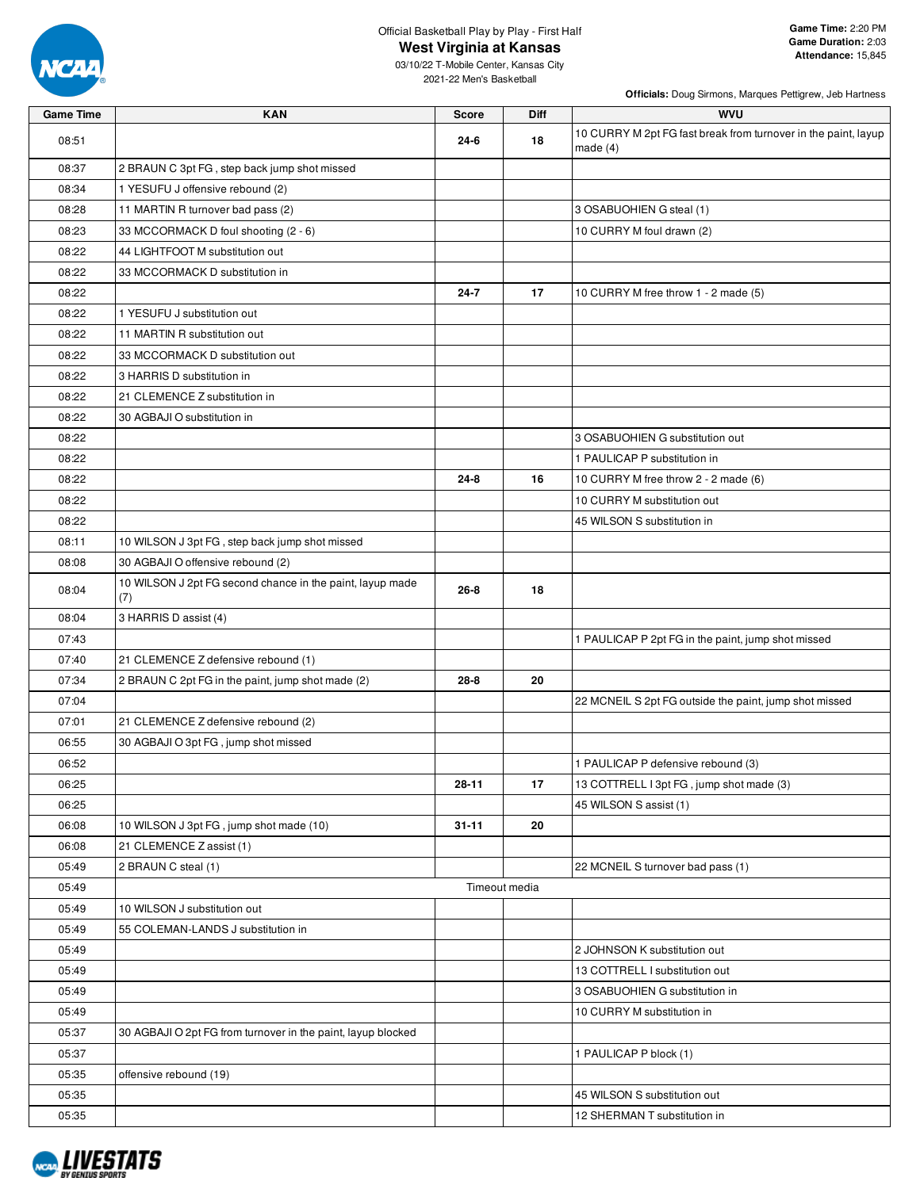Official Basketball Play by Play - First Half

# West Virginia at Kansas

03/10/22 T-Mobile Center, Kansas City
2021-22 Men's Basketball

**Game Time:** 2:20 PM
**Game Duration:** 2:03
**Attendance:** 15,845

**Officials:** Doug Sirmons, Marques Pettigrew, Jeb Hartness

| Game Time | KAN | Score | Diff | WVU |
|---|---|---|---|---|
| 08:51 | | 24-6 | 18 | 10 CURRY M 2pt FG fast break from turnover in the paint, layup made (4) |
| 08:37 | 2 BRAUN C 3pt FG , step back jump shot missed | | | |
| 08:34 | 1 YESUFU J offensive rebound (2) | | | |
| 08:28 | 11 MARTIN R turnover bad pass (2) | | | 3 OSABUOHIEN G steal (1) |
| 08:23 | 33 MCCORMACK D foul shooting (2 - 6) | | | 10 CURRY M foul drawn (2) |
| 08:22 | 44 LIGHTFOOT M substitution out | | | |
| 08:22 | 33 MCCORMACK D substitution in | | | |
| 08:22 | | 24-7 | 17 | 10 CURRY M free throw 1 - 2 made (5) |
| 08:22 | 1 YESUFU J substitution out | | | |
| 08:22 | 11 MARTIN R substitution out | | | |
| 08:22 | 33 MCCORMACK D substitution out | | | |
| 08:22 | 3 HARRIS D substitution in | | | |
| 08:22 | 21 CLEMENCE Z substitution in | | | |
| 08:22 | 30 AGBAJI O substitution in | | | |
| 08:22 | | | | 3 OSABUOHIEN G substitution out |
| 08:22 | | | | 1 PAULICAP P substitution in |
| 08:22 | | 24-8 | 16 | 10 CURRY M free throw 2 - 2 made (6) |
| 08:22 | | | | 10 CURRY M substitution out |
| 08:22 | | | | 45 WILSON S substitution in |
| 08:11 | 10 WILSON J 3pt FG , step back jump shot missed | | | |
| 08:08 | 30 AGBAJI O offensive rebound (2) | | | |
| 08:04 | 10 WILSON J 2pt FG second chance in the paint, layup made (7) | 26-8 | 18 | |
| 08:04 | 3 HARRIS D assist (4) | | | |
| 07:43 | | | | 1 PAULICAP P 2pt FG in the paint, jump shot missed |
| 07:40 | 21 CLEMENCE Z defensive rebound (1) | | | |
| 07:34 | 2 BRAUN C 2pt FG in the paint, jump shot made (2) | 28-8 | 20 | |
| 07:04 | | | | 22 MCNEIL S 2pt FG outside the paint, jump shot missed |
| 07:01 | 21 CLEMENCE Z defensive rebound (2) | | | |
| 06:55 | 30 AGBAJI O 3pt FG , jump shot missed | | | |
| 06:52 | | | | 1 PAULICAP P defensive rebound (3) |
| 06:25 | | 28-11 | 17 | 13 COTTRELL I 3pt FG , jump shot made (3) |
| 06:25 | | | | 45 WILSON S assist (1) |
| 06:08 | 10 WILSON J 3pt FG , jump shot made (10) | 31-11 | 20 | |
| 06:08 | 21 CLEMENCE Z assist (1) | | | |
| 05:49 | 2 BRAUN C steal (1) | | | 22 MCNEIL S turnover bad pass (1) |
| 05:49 | | Timeout media | | |
| 05:49 | 10 WILSON J substitution out | | | |
| 05:49 | 55 COLEMAN-LANDS J substitution in | | | |
| 05:49 | | | | 2 JOHNSON K substitution out |
| 05:49 | | | | 13 COTTRELL I substitution out |
| 05:49 | | | | 3 OSABUOHIEN G substitution in |
| 05:49 | | | | 10 CURRY M substitution in |
| 05:37 | 30 AGBAJI O 2pt FG from turnover in the paint, layup blocked | | | |
| 05:37 | | | | 1 PAULICAP P block (1) |
| 05:35 | offensive rebound (19) | | | |
| 05:35 | | | | 45 WILSON S substitution out |
| 05:35 | | | | 12 SHERMAN T substitution in |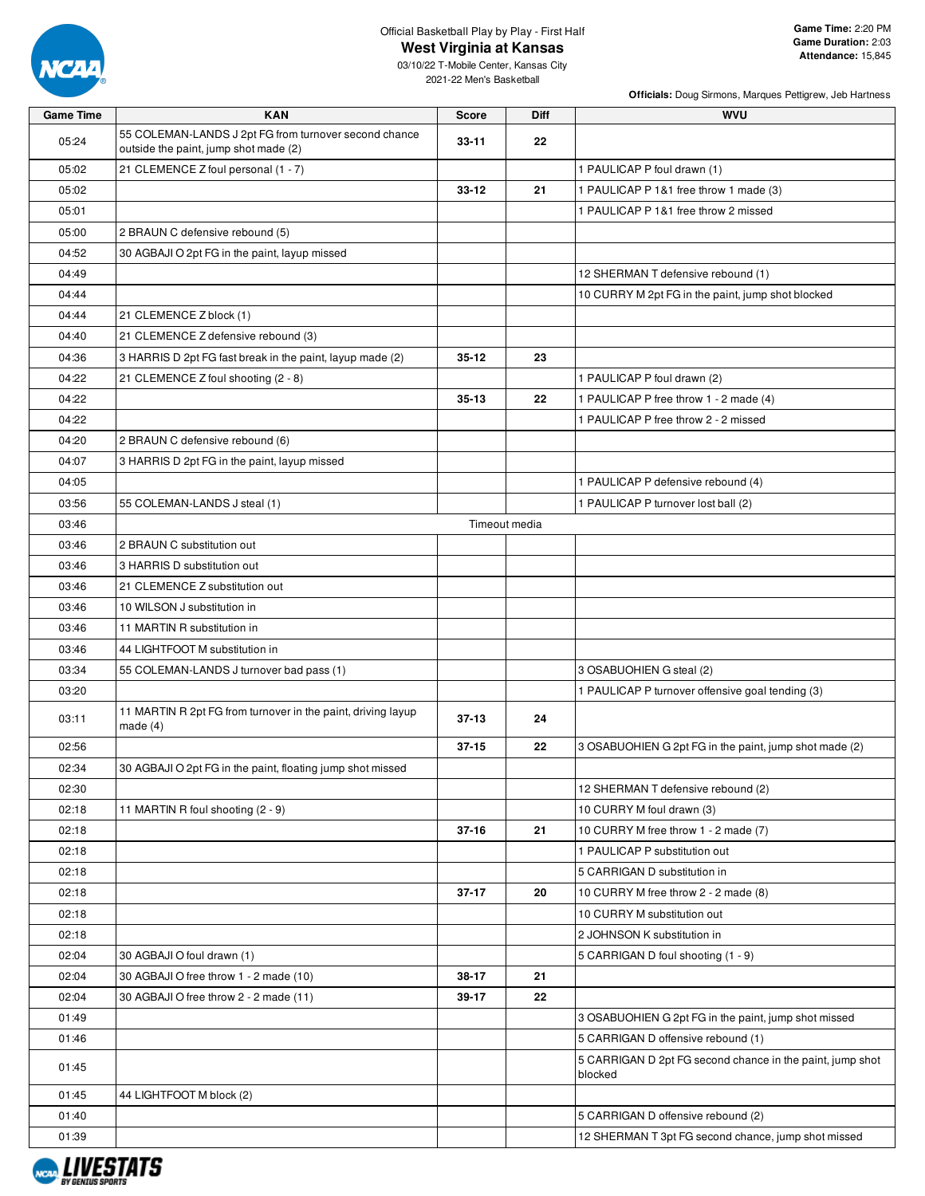Official Basketball Play by Play - First Half

# West Virginia at Kansas

03/10/22 T-Mobile Center, Kansas City
2021-22 Men's Basketball

**Game Time:** 2:20 PM
**Game Duration:** 2:03
**Attendance:** 15,845

**Officials:** Doug Sirmons, Marques Pettigrew, Jeb Hartness

| Game Time | KAN | Score | Diff | WVU |
|---|---|---|---|---|
| 05:24 | 55 COLEMAN-LANDS J 2pt FG from turnover second chance outside the paint, jump shot made (2) | 33-11 | 22 | |
| 05:02 | 21 CLEMENCE Z foul personal (1 - 7) | | | 1 PAULICAP P foul drawn (1) |
| 05:02 | | 33-12 | 21 | 1 PAULICAP P 1&1 free throw 1 made (3) |
| 05:01 | | | | 1 PAULICAP P 1&1 free throw 2 missed |
| 05:00 | 2 BRAUN C defensive rebound (5) | | | |
| 04:52 | 30 AGBAJI O 2pt FG in the paint, layup missed | | | |
| 04:49 | | | | 12 SHERMAN T defensive rebound (1) |
| 04:44 | | | | 10 CURRY M 2pt FG in the paint, jump shot blocked |
| 04:44 | 21 CLEMENCE Z block (1) | | | |
| 04:40 | 21 CLEMENCE Z defensive rebound (3) | | | |
| 04:36 | 3 HARRIS D 2pt FG fast break in the paint, layup made (2) | 35-12 | 23 | |
| 04:22 | 21 CLEMENCE Z foul shooting (2 - 8) | | | 1 PAULICAP P foul drawn (2) |
| 04:22 | | 35-13 | 22 | 1 PAULICAP P free throw 1 - 2 made (4) |
| 04:22 | | | | 1 PAULICAP P free throw 2 - 2 missed |
| 04:20 | 2 BRAUN C defensive rebound (6) | | | |
| 04:07 | 3 HARRIS D 2pt FG in the paint, layup missed | | | |
| 04:05 | | | | 1 PAULICAP P defensive rebound (4) |
| 03:56 | 55 COLEMAN-LANDS J steal (1) | | | 1 PAULICAP P turnover lost ball (2) |
| 03:46 | Timeout media | | | |
| 03:46 | 2 BRAUN C substitution out | | | |
| 03:46 | 3 HARRIS D substitution out | | | |
| 03:46 | 21 CLEMENCE Z substitution out | | | |
| 03:46 | 10 WILSON J substitution in | | | |
| 03:46 | 11 MARTIN R substitution in | | | |
| 03:46 | 44 LIGHTFOOT M substitution in | | | |
| 03:34 | 55 COLEMAN-LANDS J turnover bad pass (1) | | | 3 OSABUOHIEN G steal (2) |
| 03:20 | | | | 1 PAULICAP P turnover offensive goal tending (3) |
| 03:11 | 11 MARTIN R 2pt FG from turnover in the paint, driving layup made (4) | 37-13 | 24 | |
| 02:56 | | 37-15 | 22 | 3 OSABUOHIEN G 2pt FG in the paint, jump shot made (2) |
| 02:34 | 30 AGBAJI O 2pt FG in the paint, floating jump shot missed | | | |
| 02:30 | | | | 12 SHERMAN T defensive rebound (2) |
| 02:18 | 11 MARTIN R foul shooting (2 - 9) | | | 10 CURRY M foul drawn (3) |
| 02:18 | | 37-16 | 21 | 10 CURRY M free throw 1 - 2 made (7) |
| 02:18 | | | | 1 PAULICAP P substitution out |
| 02:18 | | | | 5 CARRIGAN D substitution in |
| 02:18 | | 37-17 | 20 | 10 CURRY M free throw 2 - 2 made (8) |
| 02:18 | | | | 10 CURRY M substitution out |
| 02:18 | | | | 2 JOHNSON K substitution in |
| 02:04 | 30 AGBAJI O foul drawn (1) | | | 5 CARRIGAN D foul shooting (1 - 9) |
| 02:04 | 30 AGBAJI O free throw 1 - 2 made (10) | 38-17 | 21 | |
| 02:04 | 30 AGBAJI O free throw 2 - 2 made (11) | 39-17 | 22 | |
| 01:49 | | | | 3 OSABUOHIEN G 2pt FG in the paint, jump shot missed |
| 01:46 | | | | 5 CARRIGAN D offensive rebound (1) |
| 01:45 | | | | 5 CARRIGAN D 2pt FG second chance in the paint, jump shot blocked |
| 01:45 | 44 LIGHTFOOT M block (2) | | | |
| 01:40 | | | | 5 CARRIGAN D offensive rebound (2) |
| 01:39 | | | | 12 SHERMAN T 3pt FG second chance, jump shot missed |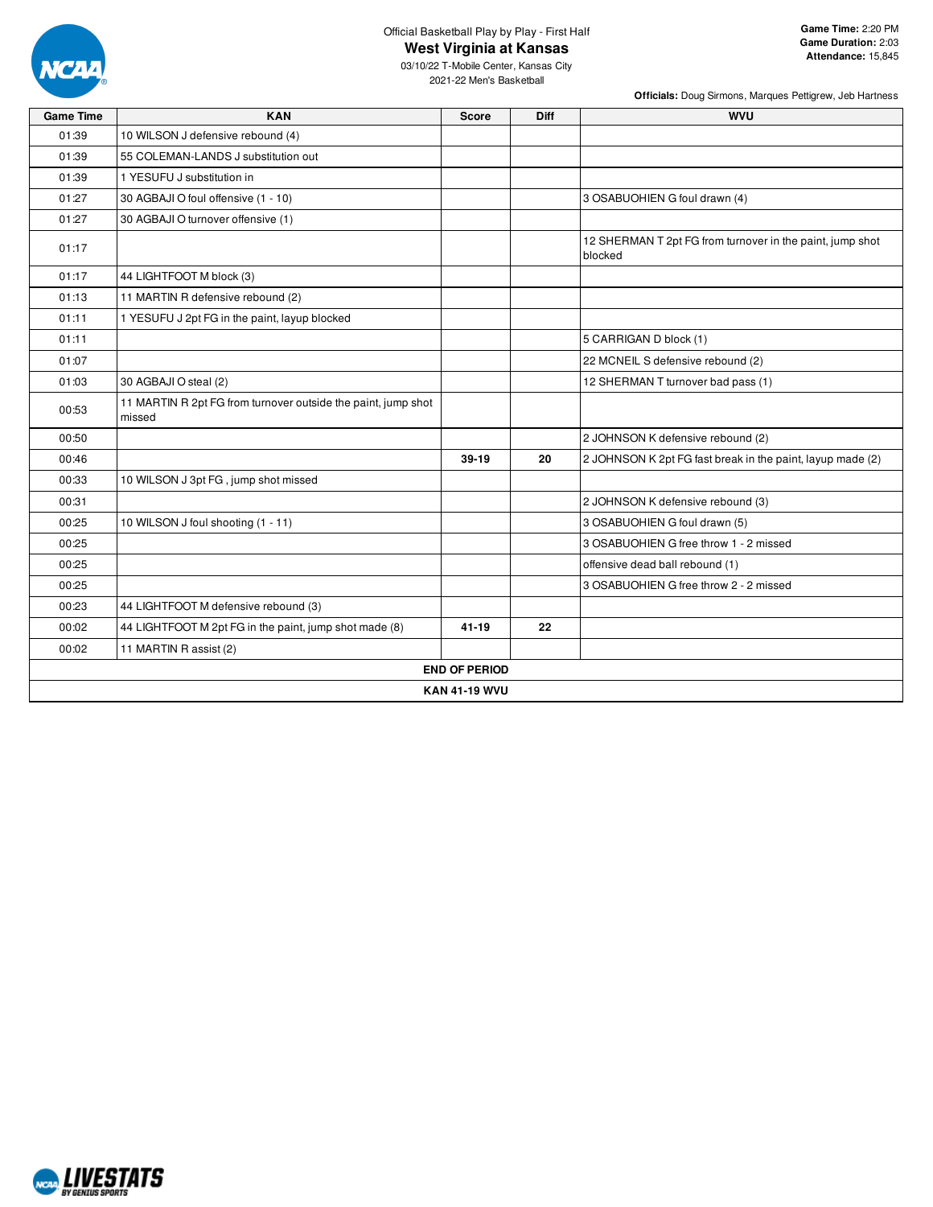Official Basketball Play by Play - First Half

# West Virginia at Kansas

03/10/22 T-Mobile Center, Kansas City
2021-22 Men's Basketball

**Game Time:** 2:20 PM
**Game Duration:** 2:03
**Attendance:** 15,845

**Officials:** Doug Sirmons, Marques Pettigrew, Jeb Hartness

| Game Time | KAN | Score | Diff | WVU |
|---|---|---|---|---|
| 01:39 | 10 WILSON J defensive rebound (4) | | | |
| 01:39 | 55 COLEMAN-LANDS J substitution out | | | |
| 01:39 | 1 YESUFU J substitution in | | | |
| 01:27 | 30 AGBAJI O foul offensive (1 - 10) | | | 3 OSABUOHIEN G foul drawn (4) |
| 01:27 | 30 AGBAJI O turnover offensive (1) | | | |
| 01:17 | | | | 12 SHERMAN T 2pt FG from turnover in the paint, jump shot blocked |
| 01:17 | 44 LIGHTFOOT M block (3) | | | |
| 01:13 | 11 MARTIN R defensive rebound (2) | | | |
| 01:11 | 1 YESUFU J 2pt FG in the paint, layup blocked | | | |
| 01:11 | | | | 5 CARRIGAN D block (1) |
| 01:07 | | | | 22 MCNEIL S defensive rebound (2) |
| 01:03 | 30 AGBAJI O steal (2) | | | 12 SHERMAN T turnover bad pass (1) |
| 00:53 | 11 MARTIN R 2pt FG from turnover outside the paint, jump shot missed | | | |
| 00:50 | | | | 2 JOHNSON K defensive rebound (2) |
| 00:46 | | 39-19 | 20 | 2 JOHNSON K 2pt FG fast break in the paint, layup made (2) |
| 00:33 | 10 WILSON J 3pt FG , jump shot missed | | | |
| 00:31 | | | | 2 JOHNSON K defensive rebound (3) |
| 00:25 | 10 WILSON J foul shooting (1 - 11) | | | 3 OSABUOHIEN G foul drawn (5) |
| 00:25 | | | | 3 OSABUOHIEN G free throw 1 - 2 missed |
| 00:25 | | | | offensive dead ball rebound (1) |
| 00:25 | | | | 3 OSABUOHIEN G free throw 2 - 2 missed |
| 00:23 | 44 LIGHTFOOT M defensive rebound (3) | | | |
| 00:02 | 44 LIGHTFOOT M 2pt FG in the paint, jump shot made (8) | 41-19 | 22 | |
| 00:02 | 11 MARTIN R assist (2) | | | |
| **END OF PERIOD** | | | | |
| **KAN 41-19 WVU** | | | | |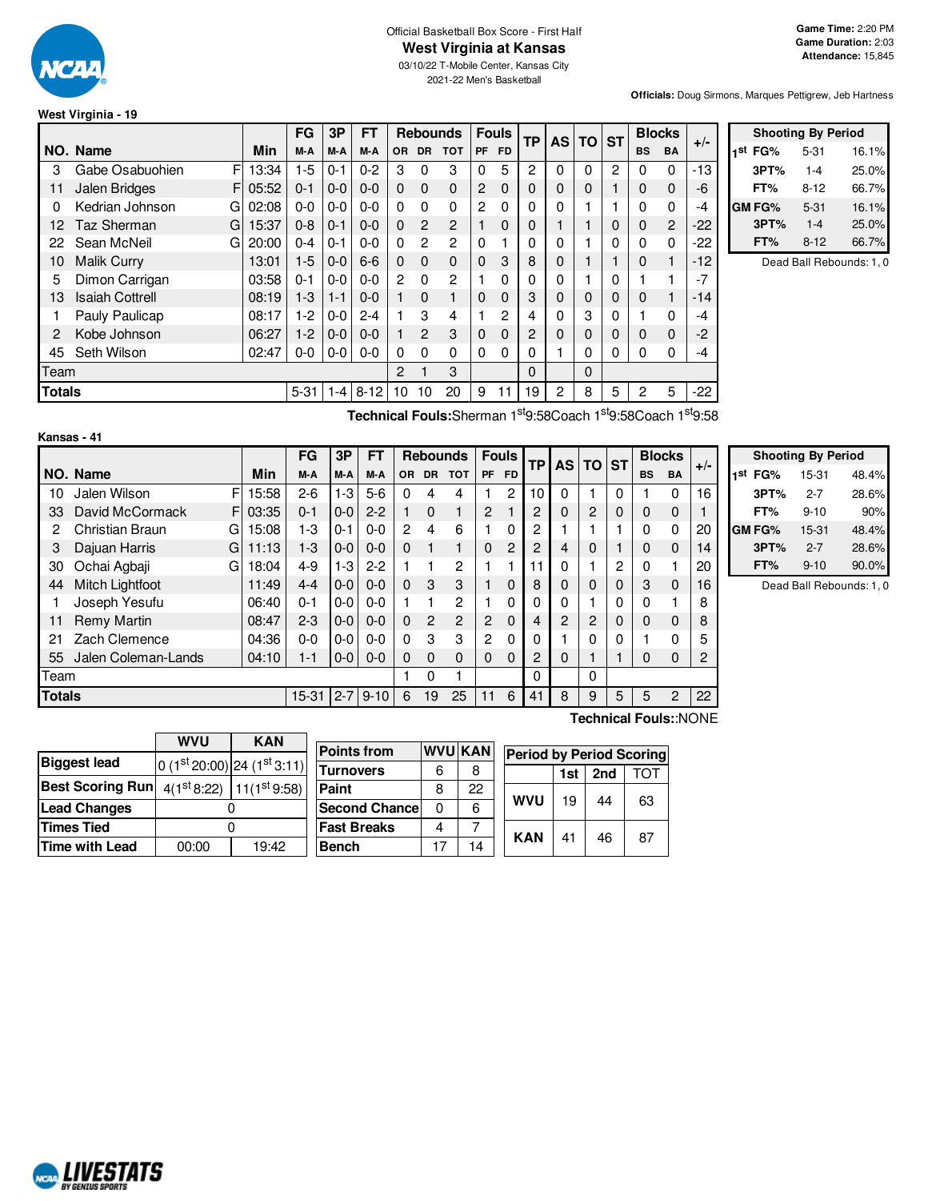Official Basketball Box Score - First Half

# West Virginia at Kansas

03/10/22 T-Mobile Center, Kansas City

2021-22 Men's Basketball

**Game Time:** 2:20 PM
**Game Duration:** 2:03
**Attendance:** 15,845

**Officials:** Doug Sirmons, Marques Pettigrew, Jeb Hartness

## West Virginia - 19

| NO. | Name | | Min | FG M-A | 3P M-A | FT M-A | OR | DR | TOT | PF | FD | TP | AS | TO | ST | BS | BA | +/- |
|---|---|---|---|---|---|---|---|---|---|---|---|---|---|---|---|---|---|---|
| 3 | Gabe Osabuohien | F | 13:34 | 1-5 | 0-1 | 0-2 | 3 | 0 | 3 | 0 | 5 | 2 | 0 | 0 | 2 | 0 | 0 | -13 |
| 11 | Jalen Bridges | F | 05:52 | 0-1 | 0-0 | 0-0 | 0 | 0 | 0 | 2 | 0 | 0 | 0 | 0 | 1 | 0 | 0 | -6 |
| 0 | Kedrian Johnson | G | 02:08 | 0-0 | 0-0 | 0-0 | 0 | 0 | 0 | 2 | 0 | 0 | 0 | 1 | 1 | 0 | 0 | -4 |
| 12 | Taz Sherman | G | 15:37 | 0-8 | 0-1 | 0-0 | 0 | 2 | 2 | 1 | 0 | 0 | 1 | 1 | 0 | 0 | 2 | -22 |
| 22 | Sean McNeil | G | 20:00 | 0-4 | 0-1 | 0-0 | 0 | 2 | 2 | 0 | 1 | 0 | 0 | 1 | 0 | 0 | 0 | -22 |
| 10 | Malik Curry | | 13:01 | 1-5 | 0-0 | 6-6 | 0 | 0 | 0 | 0 | 3 | 8 | 0 | 1 | 1 | 0 | 1 | -12 |
| 5 | Dimon Carrigan | | 03:58 | 0-1 | 0-0 | 0-0 | 2 | 0 | 2 | 1 | 0 | 0 | 0 | 1 | 0 | 1 | 1 | -7 |
| 13 | Isaiah Cottrell | | 08:19 | 1-3 | 1-1 | 0-0 | 1 | 0 | 1 | 0 | 0 | 3 | 0 | 0 | 0 | 0 | 1 | -14 |
| 1 | Pauly Paulicap | | 08:17 | 1-2 | 0-0 | 2-4 | 1 | 3 | 4 | 1 | 2 | 4 | 0 | 3 | 0 | 1 | 0 | -4 |
| 2 | Kobe Johnson | | 06:27 | 1-2 | 0-0 | 0-0 | 1 | 2 | 3 | 0 | 0 | 2 | 0 | 0 | 0 | 0 | 0 | -2 |
| 45 | Seth Wilson | | 02:47 | 0-0 | 0-0 | 0-0 | 0 | 0 | 0 | 0 | 0 | 0 | 1 | 0 | 0 | 0 | 0 | -4 |
| | Team | | | | | | 2 | 1 | 3 | | | 0 | | 0 | | | | |
| | **Totals** | | | 5-31 | 1-4 | 8-12 | 10 | 10 | 20 | 9 | 11 | 19 | 2 | 8 | 5 | 2 | 5 | -22 |

**Technical Fouls:** Sherman 1st 9:58 Coach 1st 9:58 Coach 1st 9:58

| Shooting By Period | | |
|---|---|---|
| 1st FG% | 5-31 | 16.1% |
| 3PT% | 1-4 | 25.0% |
| FT% | 8-12 | 66.7% |
| GM FG% | 5-31 | 16.1% |
| 3PT% | 1-4 | 25.0% |
| FT% | 8-12 | 66.7% |

Dead Ball Rebounds: 1, 0

## Kansas - 41

| NO. | Name | | Min | FG M-A | 3P M-A | FT M-A | OR | DR | TOT | PF | FD | TP | AS | TO | ST | BS | BA | +/- |
|---|---|---|---|---|---|---|---|---|---|---|---|---|---|---|---|---|---|---|
| 10 | Jalen Wilson | F | 15:58 | 2-6 | 1-3 | 5-6 | 0 | 4 | 4 | 1 | 2 | 10 | 0 | 1 | 0 | 1 | 0 | 16 |
| 33 | David McCormack | F | 03:35 | 0-1 | 0-0 | 2-2 | 1 | 0 | 1 | 2 | 1 | 2 | 0 | 2 | 0 | 0 | 0 | 1 |
| 2 | Christian Braun | G | 15:08 | 1-3 | 0-1 | 0-0 | 2 | 4 | 6 | 1 | 0 | 2 | 1 | 1 | 1 | 0 | 0 | 20 |
| 3 | Dajuan Harris | G | 11:13 | 1-3 | 0-0 | 0-0 | 0 | 1 | 1 | 0 | 2 | 2 | 4 | 0 | 1 | 0 | 0 | 14 |
| 30 | Ochai Agbaji | G | 18:04 | 4-9 | 1-3 | 2-2 | 1 | 1 | 2 | 1 | 1 | 11 | 0 | 1 | 2 | 0 | 1 | 20 |
| 44 | Mitch Lightfoot | | 11:49 | 4-4 | 0-0 | 0-0 | 0 | 3 | 3 | 1 | 0 | 8 | 0 | 0 | 0 | 3 | 0 | 16 |
| 1 | Joseph Yesufu | | 06:40 | 0-1 | 0-0 | 0-0 | 1 | 1 | 2 | 1 | 0 | 0 | 0 | 1 | 0 | 0 | 1 | 8 |
| 11 | Remy Martin | | 08:47 | 2-3 | 0-0 | 0-0 | 0 | 2 | 2 | 2 | 0 | 4 | 2 | 2 | 0 | 0 | 0 | 8 |
| 21 | Zach Clemence | | 04:36 | 0-0 | 0-0 | 0-0 | 0 | 3 | 3 | 2 | 0 | 0 | 1 | 0 | 0 | 1 | 0 | 5 |
| 55 | Jalen Coleman-Lands | | 04:10 | 1-1 | 0-0 | 0-0 | 0 | 0 | 0 | 0 | 0 | 2 | 0 | 1 | 1 | 0 | 0 | 2 |
| | Team | | | | | | 1 | 0 | 1 | | | 0 | | 0 | | | | |
| | **Totals** | | | 15-31 | 2-7 | 9-10 | 6 | 19 | 25 | 11 | 6 | 41 | 8 | 9 | 5 | 5 | 2 | 22 |

**Technical Fouls:** :NONE

| Shooting By Period | | |
|---|---|---|
| 1st FG% | 15-31 | 48.4% |
| 3PT% | 2-7 | 28.6% |
| FT% | 9-10 | 90% |
| GM FG% | 15-31 | 48.4% |
| 3PT% | 2-7 | 28.6% |
| FT% | 9-10 | 90.0% |

Dead Ball Rebounds: 1, 0

| | WVU | KAN |
|---|---|---|
| **Biggest lead** | 0 (1st 20:00) | 24 (1st 3:11) |
| **Best Scoring Run** | 4(1st 8:22) | 11(1st 9:58) |
| **Lead Changes** | 0 | |
| **Times Tied** | 0 | |
| **Time with Lead** | 00:00 | 19:42 |

| Points from | WVU | KAN |
|---|---|---|
| Turnovers | 6 | 8 |
| Paint | 8 | 22 |
| Second Chance | 0 | 6 |
| Fast Breaks | 4 | 7 |
| Bench | 17 | 14 |

| Period by Period Scoring | 1st | 2nd | TOT |
|---|---|---|---|
| WVU | 19 | 44 | 63 |
| KAN | 41 | 46 | 87 |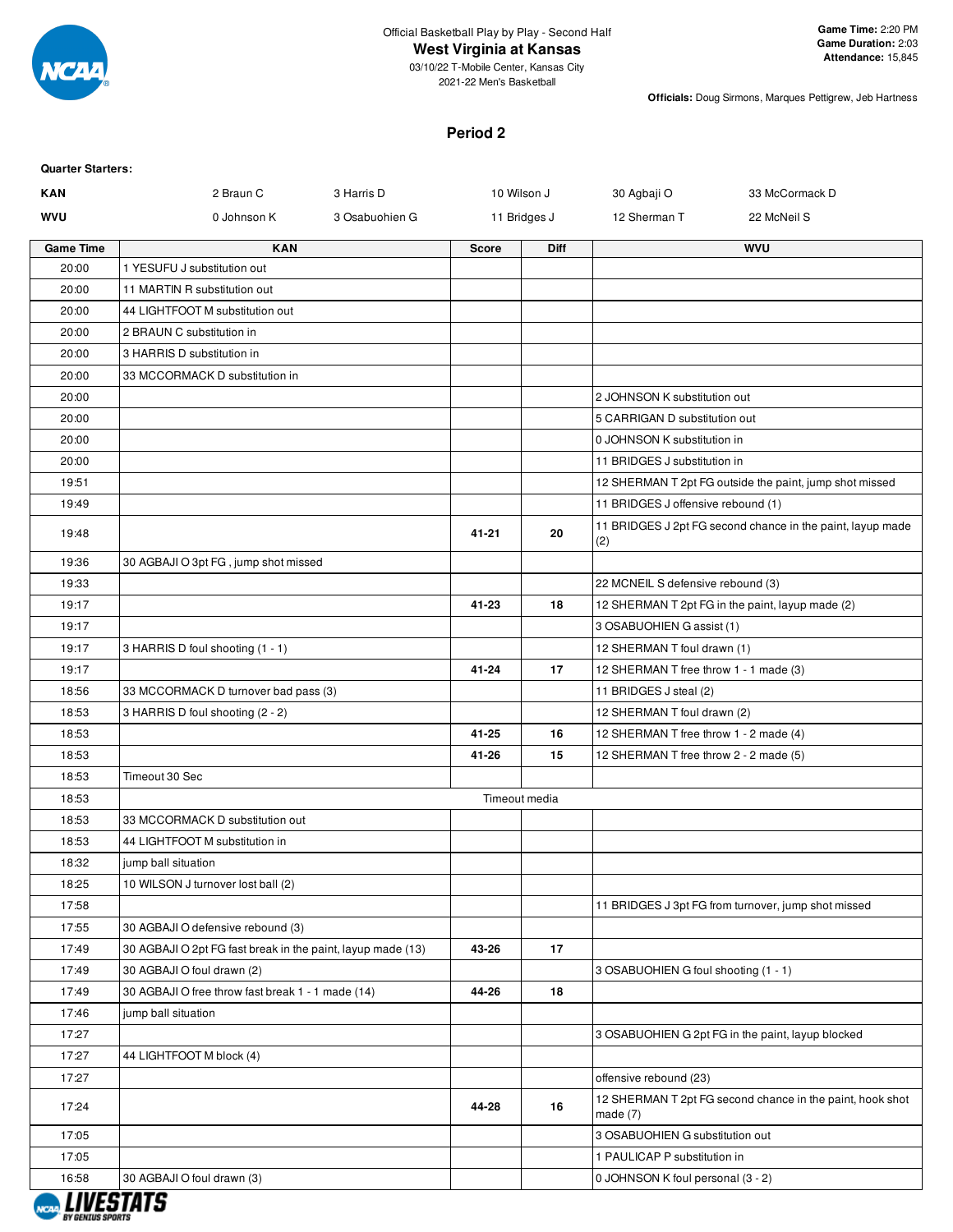Official Basketball Play by Play - Second Half

# West Virginia at Kansas

03/10/22 T-Mobile Center, Kansas City

2021-22 Men's Basketball

**Game Time:** 2:20 PM
**Game Duration:** 2:03
**Attendance:** 15,845

**Officials:** Doug Sirmons, Marques Pettigrew, Jeb Hartness

## Period 2

**Quarter Starters:**

| | | | | | |
|---|---|---|---|---|---|
| **KAN** | 2 Braun C | 3 Harris D | 10 Wilson J | 30 Agbaji O | 33 McCormack D |
| **WVU** | 0 Johnson K | 3 Osabuohien G | 11 Bridges J | 12 Sherman T | 22 McNeil S |

| Game Time | KAN | Score | Diff | WVU |
|---|---|---|---|---|
| 20:00 | 1 YESUFU J substitution out | | | |
| 20:00 | 11 MARTIN R substitution out | | | |
| 20:00 | 44 LIGHTFOOT M substitution out | | | |
| 20:00 | 2 BRAUN C substitution in | | | |
| 20:00 | 3 HARRIS D substitution in | | | |
| 20:00 | 33 MCCORMACK D substitution in | | | |
| 20:00 | | | | 2 JOHNSON K substitution out |
| 20:00 | | | | 5 CARRIGAN D substitution out |
| 20:00 | | | | 0 JOHNSON K substitution in |
| 20:00 | | | | 11 BRIDGES J substitution in |
| 19:51 | | | | 12 SHERMAN T 2pt FG outside the paint, jump shot missed |
| 19:49 | | | | 11 BRIDGES J offensive rebound (1) |
| 19:48 | | 41-21 | 20 | 11 BRIDGES J 2pt FG second chance in the paint, layup made (2) |
| 19:36 | 30 AGBAJI O 3pt FG , jump shot missed | | | |
| 19:33 | | | | 22 MCNEIL S defensive rebound (3) |
| 19:17 | | 41-23 | 18 | 12 SHERMAN T 2pt FG in the paint, layup made (2) |
| 19:17 | | | | 3 OSABUOHIEN G assist (1) |
| 19:17 | 3 HARRIS D foul shooting (1 - 1) | | | 12 SHERMAN T foul drawn (1) |
| 19:17 | | 41-24 | 17 | 12 SHERMAN T free throw 1 - 1 made (3) |
| 18:56 | 33 MCCORMACK D turnover bad pass (3) | | | 11 BRIDGES J steal (2) |
| 18:53 | 3 HARRIS D foul shooting (2 - 2) | | | 12 SHERMAN T foul drawn (2) |
| 18:53 | | 41-25 | 16 | 12 SHERMAN T free throw 1 - 2 made (4) |
| 18:53 | | 41-26 | 15 | 12 SHERMAN T free throw 2 - 2 made (5) |
| 18:53 | Timeout 30 Sec | | | |
| 18:53 | | Timeout media | | |
| 18:53 | 33 MCCORMACK D substitution out | | | |
| 18:53 | 44 LIGHTFOOT M substitution in | | | |
| 18:32 | jump ball situation | | | |
| 18:25 | 10 WILSON J turnover lost ball (2) | | | |
| 17:58 | | | | 11 BRIDGES J 3pt FG from turnover, jump shot missed |
| 17:55 | 30 AGBAJI O defensive rebound (3) | | | |
| 17:49 | 30 AGBAJI O 2pt FG fast break in the paint, layup made (13) | 43-26 | 17 | |
| 17:49 | 30 AGBAJI O foul drawn (2) | | | 3 OSABUOHIEN G foul shooting (1 - 1) |
| 17:49 | 30 AGBAJI O free throw fast break 1 - 1 made (14) | 44-26 | 18 | |
| 17:46 | jump ball situation | | | |
| 17:27 | | | | 3 OSABUOHIEN G 2pt FG in the paint, layup blocked |
| 17:27 | 44 LIGHTFOOT M block (4) | | | |
| 17:27 | | | | offensive rebound (23) |
| 17:24 | | 44-28 | 16 | 12 SHERMAN T 2pt FG second chance in the paint, hook shot made (7) |
| 17:05 | | | | 3 OSABUOHIEN G substitution out |
| 17:05 | | | | 1 PAULICAP P substitution in |
| 16:58 | 30 AGBAJI O foul drawn (3) | | | 0 JOHNSON K foul personal (3 - 2) |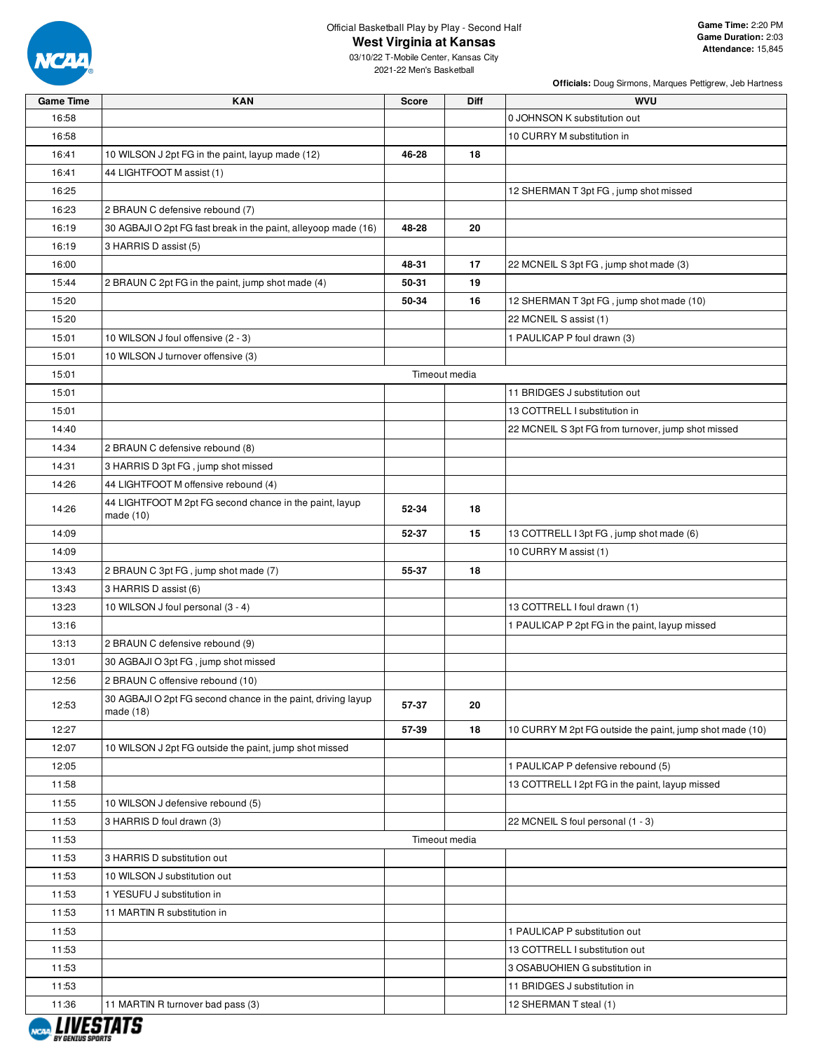Official Basketball Play by Play - Second Half

# West Virginia at Kansas

03/10/22 T-Mobile Center, Kansas City
2021-22 Men's Basketball

**Game Time:** 2:20 PM
**Game Duration:** 2:03
**Attendance:** 15,845

**Officials:** Doug Sirmons, Marques Pettigrew, Jeb Hartness

| Game Time | KAN | Score | Diff | WVU |
|---|---|---|---|---|
| 16:58 | | | | 0 JOHNSON K substitution out |
| 16:58 | | | | 10 CURRY M substitution in |
| 16:41 | 10 WILSON J 2pt FG in the paint, layup made (12) | 46-28 | 18 | |
| 16:41 | 44 LIGHTFOOT M assist (1) | | | |
| 16:25 | | | | 12 SHERMAN T 3pt FG , jump shot missed |
| 16:23 | 2 BRAUN C defensive rebound (7) | | | |
| 16:19 | 30 AGBAJI O 2pt FG fast break in the paint, alleyoop made (16) | 48-28 | 20 | |
| 16:19 | 3 HARRIS D assist (5) | | | |
| 16:00 | | 48-31 | 17 | 22 MCNEIL S 3pt FG , jump shot made (3) |
| 15:44 | 2 BRAUN C 2pt FG in the paint, jump shot made (4) | 50-31 | 19 | |
| 15:20 | | 50-34 | 16 | 12 SHERMAN T 3pt FG , jump shot made (10) |
| 15:20 | | | | 22 MCNEIL S assist (1) |
| 15:01 | 10 WILSON J foul offensive (2 - 3) | | | 1 PAULICAP P foul drawn (3) |
| 15:01 | 10 WILSON J turnover offensive (3) | | | |
| 15:01 | Timeout media | | | |
| 15:01 | | | | 11 BRIDGES J substitution out |
| 15:01 | | | | 13 COTTRELL I substitution in |
| 14:40 | | | | 22 MCNEIL S 3pt FG from turnover, jump shot missed |
| 14:34 | 2 BRAUN C defensive rebound (8) | | | |
| 14:31 | 3 HARRIS D 3pt FG , jump shot missed | | | |
| 14:26 | 44 LIGHTFOOT M offensive rebound (4) | | | |
| 14:26 | 44 LIGHTFOOT M 2pt FG second chance in the paint, layup made (10) | 52-34 | 18 | |
| 14:09 | | 52-37 | 15 | 13 COTTRELL I 3pt FG , jump shot made (6) |
| 14:09 | | | | 10 CURRY M assist (1) |
| 13:43 | 2 BRAUN C 3pt FG , jump shot made (7) | 55-37 | 18 | |
| 13:43 | 3 HARRIS D assist (6) | | | |
| 13:23 | 10 WILSON J foul personal (3 - 4) | | | 13 COTTRELL I foul drawn (1) |
| 13:16 | | | | 1 PAULICAP P 2pt FG in the paint, layup missed |
| 13:13 | 2 BRAUN C defensive rebound (9) | | | |
| 13:01 | 30 AGBAJI O 3pt FG , jump shot missed | | | |
| 12:56 | 2 BRAUN C offensive rebound (10) | | | |
| 12:53 | 30 AGBAJI O 2pt FG second chance in the paint, driving layup made (18) | 57-37 | 20 | |
| 12:27 | | 57-39 | 18 | 10 CURRY M 2pt FG outside the paint, jump shot made (10) |
| 12:07 | 10 WILSON J 2pt FG outside the paint, jump shot missed | | | |
| 12:05 | | | | 1 PAULICAP P defensive rebound (5) |
| 11:58 | | | | 13 COTTRELL I 2pt FG in the paint, layup missed |
| 11:55 | 10 WILSON J defensive rebound (5) | | | |
| 11:53 | 3 HARRIS D foul drawn (3) | | | 22 MCNEIL S foul personal (1 - 3) |
| 11:53 | Timeout media | | | |
| 11:53 | 3 HARRIS D substitution out | | | |
| 11:53 | 10 WILSON J substitution out | | | |
| 11:53 | 1 YESUFU J substitution in | | | |
| 11:53 | 11 MARTIN R substitution in | | | |
| 11:53 | | | | 1 PAULICAP P substitution out |
| 11:53 | | | | 13 COTTRELL I substitution out |
| 11:53 | | | | 3 OSABUOHIEN G substitution in |
| 11:53 | | | | 11 BRIDGES J substitution in |
| 11:36 | 11 MARTIN R turnover bad pass (3) | | | 12 SHERMAN T steal (1) |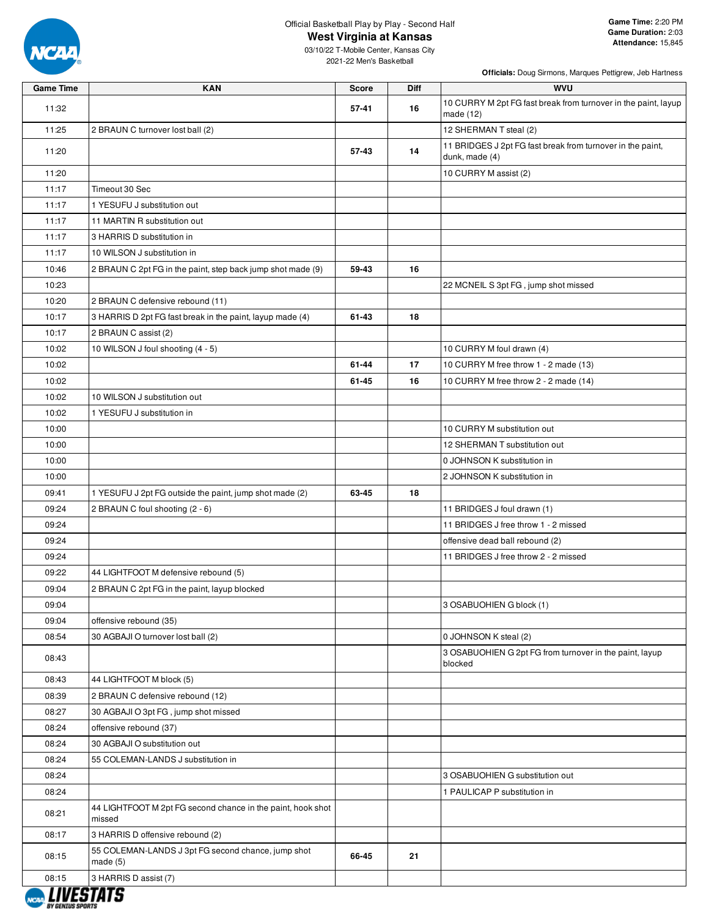Official Basketball Play by Play - Second Half

# West Virginia at Kansas

03/10/22 T-Mobile Center, Kansas City
2021-22 Men's Basketball

**Game Time:** 2:20 PM
**Game Duration:** 2:03
**Attendance:** 15,845

**Officials:** Doug Sirmons, Marques Pettigrew, Jeb Hartness

| Game Time | KAN | Score | Diff | WVU |
|---|---|---|---|---|
| 11:32 | | 57-41 | 16 | 10 CURRY M 2pt FG fast break from turnover in the paint, layup made (12) |
| 11:25 | 2 BRAUN C turnover lost ball (2) | | | 12 SHERMAN T steal (2) |
| 11:20 | | 57-43 | 14 | 11 BRIDGES J 2pt FG fast break from turnover in the paint, dunk, made (4) |
| 11:20 | | | | 10 CURRY M assist (2) |
| 11:17 | Timeout 30 Sec | | | |
| 11:17 | 1 YESUFU J substitution out | | | |
| 11:17 | 11 MARTIN R substitution out | | | |
| 11:17 | 3 HARRIS D substitution in | | | |
| 11:17 | 10 WILSON J substitution in | | | |
| 10:46 | 2 BRAUN C 2pt FG in the paint, step back jump shot made (9) | 59-43 | 16 | |
| 10:23 | | | | 22 MCNEIL S 3pt FG , jump shot missed |
| 10:20 | 2 BRAUN C defensive rebound (11) | | | |
| 10:17 | 3 HARRIS D 2pt FG fast break in the paint, layup made (4) | 61-43 | 18 | |
| 10:17 | 2 BRAUN C assist (2) | | | |
| 10:02 | 10 WILSON J foul shooting (4 - 5) | | | 10 CURRY M foul drawn (4) |
| 10:02 | | 61-44 | 17 | 10 CURRY M free throw 1 - 2 made (13) |
| 10:02 | | 61-45 | 16 | 10 CURRY M free throw 2 - 2 made (14) |
| 10:02 | 10 WILSON J substitution out | | | |
| 10:02 | 1 YESUFU J substitution in | | | |
| 10:00 | | | | 10 CURRY M substitution out |
| 10:00 | | | | 12 SHERMAN T substitution out |
| 10:00 | | | | 0 JOHNSON K substitution in |
| 10:00 | | | | 2 JOHNSON K substitution in |
| 09:41 | 1 YESUFU J 2pt FG outside the paint, jump shot made (2) | 63-45 | 18 | |
| 09:24 | 2 BRAUN C foul shooting (2 - 6) | | | 11 BRIDGES J foul drawn (1) |
| 09:24 | | | | 11 BRIDGES J free throw 1 - 2 missed |
| 09:24 | | | | offensive dead ball rebound (2) |
| 09:24 | | | | 11 BRIDGES J free throw 2 - 2 missed |
| 09:22 | 44 LIGHTFOOT M defensive rebound (5) | | | |
| 09:04 | 2 BRAUN C 2pt FG in the paint, layup blocked | | | |
| 09:04 | | | | 3 OSABUOHIEN G block (1) |
| 09:04 | offensive rebound (35) | | | |
| 08:54 | 30 AGBAJI O turnover lost ball (2) | | | 0 JOHNSON K steal (2) |
| 08:43 | | | | 3 OSABUOHIEN G 2pt FG from turnover in the paint, layup blocked |
| 08:43 | 44 LIGHTFOOT M block (5) | | | |
| 08:39 | 2 BRAUN C defensive rebound (12) | | | |
| 08:27 | 30 AGBAJI O 3pt FG , jump shot missed | | | |
| 08:24 | offensive rebound (37) | | | |
| 08:24 | 30 AGBAJI O substitution out | | | |
| 08:24 | 55 COLEMAN-LANDS J substitution in | | | |
| 08:24 | | | | 3 OSABUOHIEN G substitution out |
| 08:24 | | | | 1 PAULICAP P substitution in |
| 08:21 | 44 LIGHTFOOT M 2pt FG second chance in the paint, hook shot missed | | | |
| 08:17 | 3 HARRIS D offensive rebound (2) | | | |
| 08:15 | 55 COLEMAN-LANDS J 3pt FG second chance, jump shot made (5) | 66-45 | 21 | |
| 08:15 | 3 HARRIS D assist (7) | | | |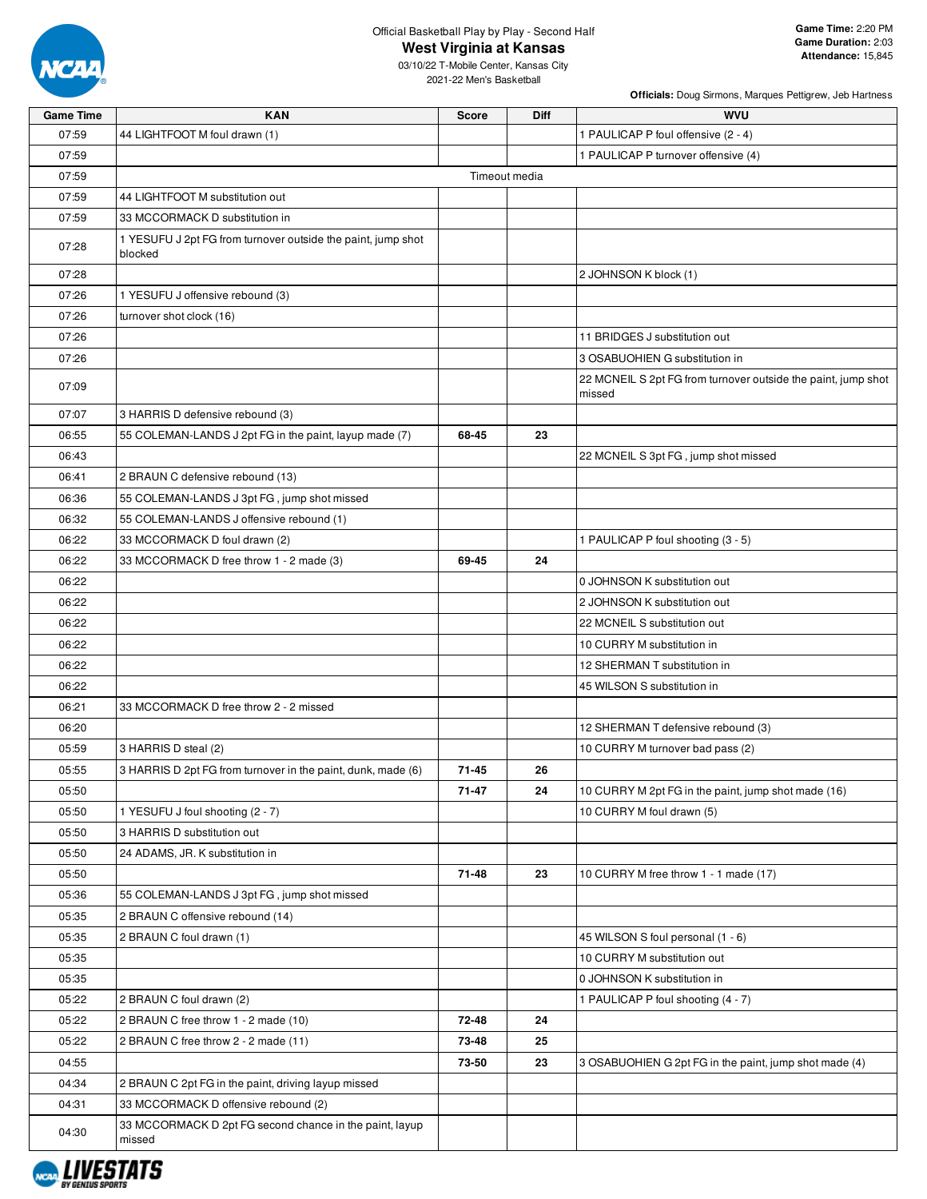Official Basketball Play by Play - Second Half

# West Virginia at Kansas

03/10/22 T-Mobile Center, Kansas City
2021-22 Men's Basketball

**Game Time:** 2:20 PM
**Game Duration:** 2:03
**Attendance:** 15,845

**Officials:** Doug Sirmons, Marques Pettigrew, Jeb Hartness

| Game Time | KAN | Score | Diff | WVU |
|---|---|---|---|---|
| 07:59 | 44 LIGHTFOOT M foul drawn (1) | | | 1 PAULICAP P foul offensive (2 - 4) |
| 07:59 | | | | 1 PAULICAP P turnover offensive (4) |
| 07:59 | Timeout media | | | |
| 07:59 | 44 LIGHTFOOT M substitution out | | | |
| 07:59 | 33 MCCORMACK D substitution in | | | |
| 07:28 | 1 YESUFU J 2pt FG from turnover outside the paint, jump shot blocked | | | |
| 07:28 | | | | 2 JOHNSON K block (1) |
| 07:26 | 1 YESUFU J offensive rebound (3) | | | |
| 07:26 | turnover shot clock (16) | | | |
| 07:26 | | | | 11 BRIDGES J substitution out |
| 07:26 | | | | 3 OSABUOHIEN G substitution in |
| 07:09 | | | | 22 MCNEIL S 2pt FG from turnover outside the paint, jump shot missed |
| 07:07 | 3 HARRIS D defensive rebound (3) | | | |
| 06:55 | 55 COLEMAN-LANDS J 2pt FG in the paint, layup made (7) | 68-45 | 23 | |
| 06:43 | | | | 22 MCNEIL S 3pt FG , jump shot missed |
| 06:41 | 2 BRAUN C defensive rebound (13) | | | |
| 06:36 | 55 COLEMAN-LANDS J 3pt FG , jump shot missed | | | |
| 06:32 | 55 COLEMAN-LANDS J offensive rebound (1) | | | |
| 06:22 | 33 MCCORMACK D foul drawn (2) | | | 1 PAULICAP P foul shooting (3 - 5) |
| 06:22 | 33 MCCORMACK D free throw 1 - 2 made (3) | 69-45 | 24 | |
| 06:22 | | | | 0 JOHNSON K substitution out |
| 06:22 | | | | 2 JOHNSON K substitution out |
| 06:22 | | | | 22 MCNEIL S substitution out |
| 06:22 | | | | 10 CURRY M substitution in |
| 06:22 | | | | 12 SHERMAN T substitution in |
| 06:22 | | | | 45 WILSON S substitution in |
| 06:21 | 33 MCCORMACK D free throw 2 - 2 missed | | | |
| 06:20 | | | | 12 SHERMAN T defensive rebound (3) |
| 05:59 | 3 HARRIS D steal (2) | | | 10 CURRY M turnover bad pass (2) |
| 05:55 | 3 HARRIS D 2pt FG from turnover in the paint, dunk, made (6) | 71-45 | 26 | |
| 05:50 | | 71-47 | 24 | 10 CURRY M 2pt FG in the paint, jump shot made (16) |
| 05:50 | 1 YESUFU J foul shooting (2 - 7) | | | 10 CURRY M foul drawn (5) |
| 05:50 | 3 HARRIS D substitution out | | | |
| 05:50 | 24 ADAMS, JR. K substitution in | | | |
| 05:50 | | 71-48 | 23 | 10 CURRY M free throw 1 - 1 made (17) |
| 05:36 | 55 COLEMAN-LANDS J 3pt FG , jump shot missed | | | |
| 05:35 | 2 BRAUN C offensive rebound (14) | | | |
| 05:35 | 2 BRAUN C foul drawn (1) | | | 45 WILSON S foul personal (1 - 6) |
| 05:35 | | | | 10 CURRY M substitution out |
| 05:35 | | | | 0 JOHNSON K substitution in |
| 05:22 | 2 BRAUN C foul drawn (2) | | | 1 PAULICAP P foul shooting (4 - 7) |
| 05:22 | 2 BRAUN C free throw 1 - 2 made (10) | 72-48 | 24 | |
| 05:22 | 2 BRAUN C free throw 2 - 2 made (11) | 73-48 | 25 | |
| 04:55 | | 73-50 | 23 | 3 OSABUOHIEN G 2pt FG in the paint, jump shot made (4) |
| 04:34 | 2 BRAUN C 2pt FG in the paint, driving layup missed | | | |
| 04:31 | 33 MCCORMACK D offensive rebound (2) | | | |
| 04:30 | 33 MCCORMACK D 2pt FG second chance in the paint, layup missed | | | |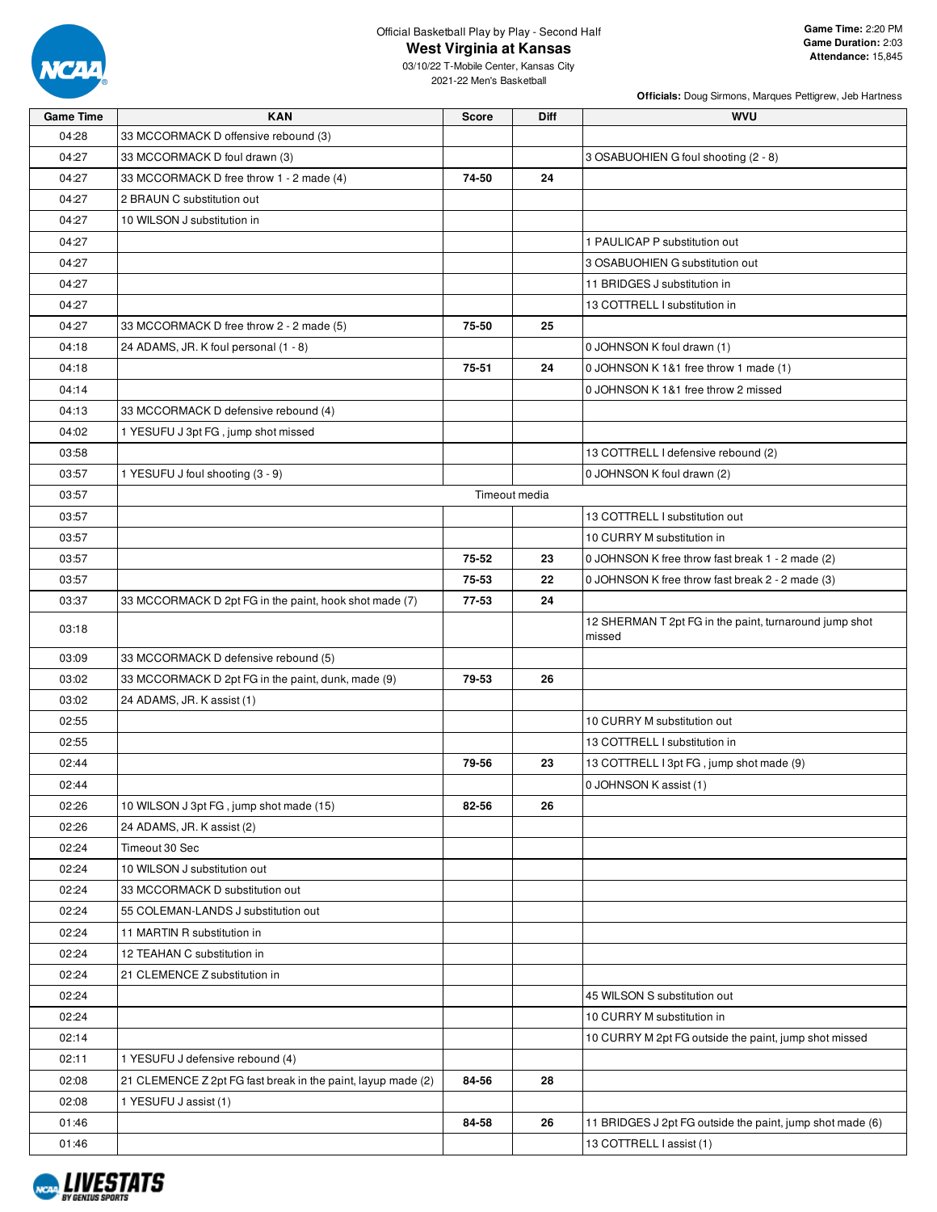Official Basketball Play by Play - Second Half

# West Virginia at Kansas

03/10/22 T-Mobile Center, Kansas City
2021-22 Men's Basketball

**Game Time:** 2:20 PM
**Game Duration:** 2:03
**Attendance:** 15,845

**Officials:** Doug Sirmons, Marques Pettigrew, Jeb Hartness

| Game Time | KAN | Score | Diff | WVU |
|---|---|---|---|---|
| 04:28 | 33 MCCORMACK D offensive rebound (3) | | | |
| 04:27 | 33 MCCORMACK D foul drawn (3) | | | 3 OSABUOHIEN G foul shooting (2 - 8) |
| 04:27 | 33 MCCORMACK D free throw 1 - 2 made (4) | 74-50 | 24 | |
| 04:27 | 2 BRAUN C substitution out | | | |
| 04:27 | 10 WILSON J substitution in | | | |
| 04:27 | | | | 1 PAULICAP P substitution out |
| 04:27 | | | | 3 OSABUOHIEN G substitution out |
| 04:27 | | | | 11 BRIDGES J substitution in |
| 04:27 | | | | 13 COTTRELL I substitution in |
| 04:27 | 33 MCCORMACK D free throw 2 - 2 made (5) | 75-50 | 25 | |
| 04:18 | 24 ADAMS, JR. K foul personal (1 - 8) | | | 0 JOHNSON K foul drawn (1) |
| 04:18 | | 75-51 | 24 | 0 JOHNSON K 1&1 free throw 1 made (1) |
| 04:14 | | | | 0 JOHNSON K 1&1 free throw 2 missed |
| 04:13 | 33 MCCORMACK D defensive rebound (4) | | | |
| 04:02 | 1 YESUFU J 3pt FG , jump shot missed | | | |
| 03:58 | | | | 13 COTTRELL I defensive rebound (2) |
| 03:57 | 1 YESUFU J foul shooting (3 - 9) | | | 0 JOHNSON K foul drawn (2) |
| 03:57 | | Timeout media | | |
| 03:57 | | | | 13 COTTRELL I substitution out |
| 03:57 | | | | 10 CURRY M substitution in |
| 03:57 | | 75-52 | 23 | 0 JOHNSON K free throw fast break 1 - 2 made (2) |
| 03:57 | | 75-53 | 22 | 0 JOHNSON K free throw fast break 2 - 2 made (3) |
| 03:37 | 33 MCCORMACK D 2pt FG in the paint, hook shot made (7) | 77-53 | 24 | |
| 03:18 | | | | 12 SHERMAN T 2pt FG in the paint, turnaround jump shot missed |
| 03:09 | 33 MCCORMACK D defensive rebound (5) | | | |
| 03:02 | 33 MCCORMACK D 2pt FG in the paint, dunk, made (9) | 79-53 | 26 | |
| 03:02 | 24 ADAMS, JR. K assist (1) | | | |
| 02:55 | | | | 10 CURRY M substitution out |
| 02:55 | | | | 13 COTTRELL I substitution in |
| 02:44 | | 79-56 | 23 | 13 COTTRELL I 3pt FG , jump shot made (9) |
| 02:44 | | | | 0 JOHNSON K assist (1) |
| 02:26 | 10 WILSON J 3pt FG , jump shot made (15) | 82-56 | 26 | |
| 02:26 | 24 ADAMS, JR. K assist (2) | | | |
| 02:24 | Timeout 30 Sec | | | |
| 02:24 | 10 WILSON J substitution out | | | |
| 02:24 | 33 MCCORMACK D substitution out | | | |
| 02:24 | 55 COLEMAN-LANDS J substitution out | | | |
| 02:24 | 11 MARTIN R substitution in | | | |
| 02:24 | 12 TEAHAN C substitution in | | | |
| 02:24 | 21 CLEMENCE Z substitution in | | | |
| 02:24 | | | | 45 WILSON S substitution out |
| 02:24 | | | | 10 CURRY M substitution in |
| 02:14 | | | | 10 CURRY M 2pt FG outside the paint, jump shot missed |
| 02:11 | 1 YESUFU J defensive rebound (4) | | | |
| 02:08 | 21 CLEMENCE Z 2pt FG fast break in the paint, layup made (2) | 84-56 | 28 | |
| 02:08 | 1 YESUFU J assist (1) | | | |
| 01:46 | | 84-58 | 26 | 11 BRIDGES J 2pt FG outside the paint, jump shot made (6) |
| 01:46 | | | | 13 COTTRELL I assist (1) |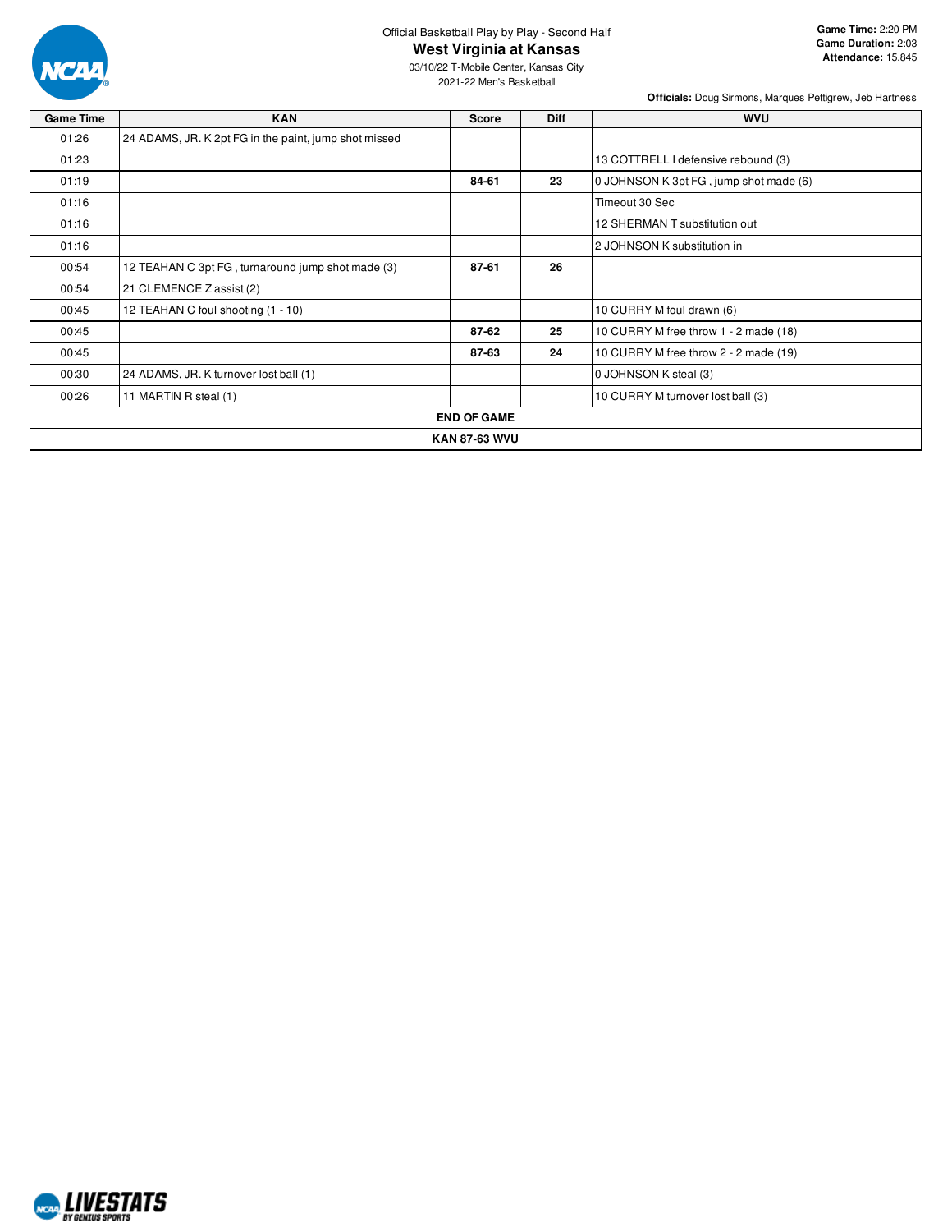Official Basketball Play by Play - Second Half

# West Virginia at Kansas

03/10/22 T-Mobile Center, Kansas City

2021-22 Men's Basketball

**Game Time:** 2:20 PM
**Game Duration:** 2:03
**Attendance:** 15,845

**Officials:** Doug Sirmons, Marques Pettigrew, Jeb Hartness

| Game Time | KAN | Score | Diff | WVU |
|---|---|---|---|---|
| 01:26 | 24 ADAMS, JR. K 2pt FG in the paint, jump shot missed | | | |
| 01:23 | | | | 13 COTTRELL I defensive rebound (3) |
| 01:19 | | **84-61** | **23** | 0 JOHNSON K 3pt FG , jump shot made (6) |
| 01:16 | | | | Timeout 30 Sec |
| 01:16 | | | | 12 SHERMAN T substitution out |
| 01:16 | | | | 2 JOHNSON K substitution in |
| 00:54 | 12 TEAHAN C 3pt FG , turnaround jump shot made (3) | **87-61** | **26** | |
| 00:54 | 21 CLEMENCE Z assist (2) | | | |
| 00:45 | 12 TEAHAN C foul shooting (1 - 10) | | | 10 CURRY M foul drawn (6) |
| 00:45 | | **87-62** | **25** | 10 CURRY M free throw 1 - 2 made (18) |
| 00:45 | | **87-63** | **24** | 10 CURRY M free throw 2 - 2 made (19) |
| 00:30 | 24 ADAMS, JR. K turnover lost ball (1) | | | 0 JOHNSON K steal (3) |
| 00:26 | 11 MARTIN R steal (1) | | | 10 CURRY M turnover lost ball (3) |
| **END OF GAME** | | | | |
| **KAN 87-63 WVU** | | | | |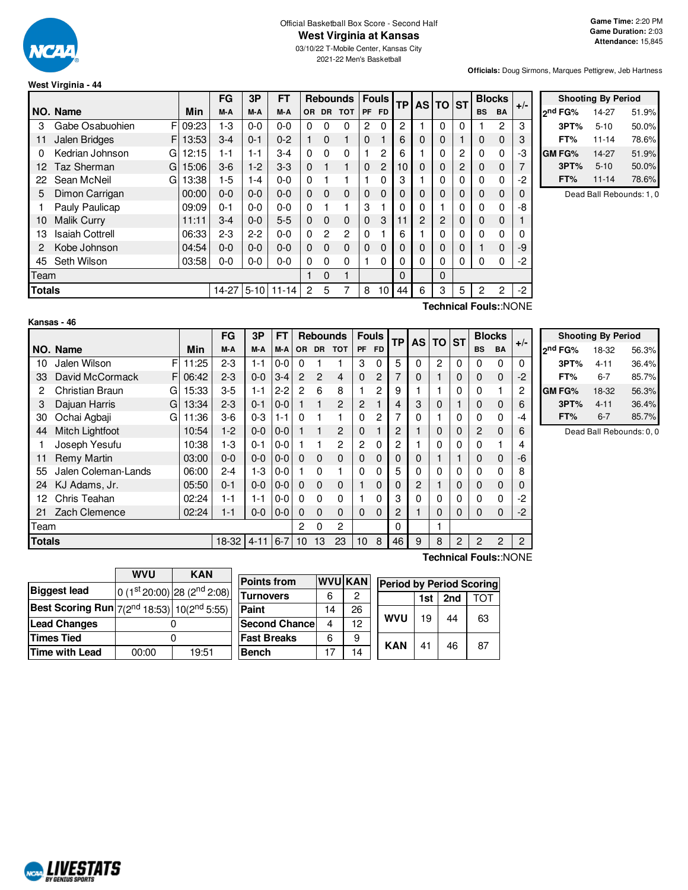Official Basketball Box Score - Second Half

# West Virginia at Kansas

03/10/22 T-Mobile Center, Kansas City

2021-22 Men's Basketball

**Game Time:** 2:20 PM
**Game Duration:** 2:03
**Attendance:** 15,845

**Officials:** Doug Sirmons, Marques Pettigrew, Jeb Hartness

## West Virginia - 44

| NO. | Name | | Min | FG M-A | 3P M-A | FT M-A | OR | DR | TOT | PF | FD | TP | AS | TO | ST | BS | BA | +/- |
|---|---|---|---|---|---|---|---|---|---|---|---|---|---|---|---|---|---|---|
| 3 | Gabe Osabuohien | F | 09:23 | 1-3 | 0-0 | 0-0 | 0 | 0 | 0 | 2 | 0 | 2 | 1 | 0 | 0 | 1 | 2 | 3 |
| 11 | Jalen Bridges | F | 13:53 | 3-4 | 0-1 | 0-2 | 1 | 0 | 1 | 0 | 1 | 6 | 0 | 0 | 1 | 0 | 0 | 3 |
| 0 | Kedrian Johnson | G | 12:15 | 1-1 | 1-1 | 3-4 | 0 | 0 | 0 | 1 | 2 | 6 | 1 | 0 | 2 | 0 | 0 | -3 |
| 12 | Taz Sherman | G | 15:06 | 3-6 | 1-2 | 3-3 | 0 | 1 | 1 | 0 | 2 | 10 | 0 | 0 | 2 | 0 | 0 | 7 |
| 22 | Sean McNeil | G | 13:38 | 1-5 | 1-4 | 0-0 | 0 | 1 | 1 | 1 | 0 | 3 | 1 | 0 | 0 | 0 | 0 | -2 |
| 5 | Dimon Carrigan | | 00:00 | 0-0 | 0-0 | 0-0 | 0 | 0 | 0 | 0 | 0 | 0 | 0 | 0 | 0 | 0 | 0 | 0 |
| 1 | Pauly Paulicap | | 09:09 | 0-1 | 0-0 | 0-0 | 0 | 1 | 1 | 3 | 1 | 0 | 0 | 1 | 0 | 0 | 0 | -8 |
| 10 | Malik Curry | | 11:11 | 3-4 | 0-0 | 5-5 | 0 | 0 | 0 | 0 | 3 | 11 | 2 | 2 | 0 | 0 | 0 | 1 |
| 13 | Isaiah Cottrell | | 06:33 | 2-3 | 2-2 | 0-0 | 0 | 2 | 2 | 0 | 1 | 6 | 1 | 0 | 0 | 0 | 0 | 0 |
| 2 | Kobe Johnson | | 04:54 | 0-0 | 0-0 | 0-0 | 0 | 0 | 0 | 0 | 0 | 0 | 0 | 0 | 0 | 1 | 0 | -9 |
| 45 | Seth Wilson | | 03:58 | 0-0 | 0-0 | 0-0 | 0 | 0 | 0 | 1 | 0 | 0 | 0 | 0 | 0 | 0 | 0 | -2 |
| | Team | | | | | | 1 | 0 | 1 | | | 0 | | 0 | | | | |
| | **Totals** | | | 14-27 | 5-10 | 11-14 | 2 | 5 | 7 | 8 | 10 | 44 | 6 | 3 | 5 | 2 | 2 | -2 |

**Technical Fouls:**:NONE

| Shooting By Period | | |
|---|---|---|
| 2nd FG% | 14-27 | 51.9% |
| 3PT% | 5-10 | 50.0% |
| FT% | 11-14 | 78.6% |
| GM FG% | 14-27 | 51.9% |
| 3PT% | 5-10 | 50.0% |
| FT% | 11-14 | 78.6% |

Dead Ball Rebounds: 1, 0

## Kansas - 46

| NO. | Name | | Min | FG M-A | 3P M-A | FT M-A | OR | DR | TOT | PF | FD | TP | AS | TO | ST | BS | BA | +/- |
|---|---|---|---|---|---|---|---|---|---|---|---|---|---|---|---|---|---|---|
| 10 | Jalen Wilson | F | 11:25 | 2-3 | 1-1 | 0-0 | 0 | 1 | 1 | 3 | 0 | 5 | 0 | 2 | 0 | 0 | 0 | 0 |
| 33 | David McCormack | F | 06:42 | 2-3 | 0-0 | 3-4 | 2 | 2 | 4 | 0 | 2 | 7 | 0 | 1 | 0 | 0 | 0 | -2 |
| 2 | Christian Braun | G | 15:33 | 3-5 | 1-1 | 2-2 | 2 | 6 | 8 | 1 | 2 | 9 | 1 | 1 | 0 | 0 | 1 | 2 |
| 3 | Dajuan Harris | G | 13:34 | 2-3 | 0-1 | 0-0 | 1 | 1 | 2 | 2 | 1 | 4 | 3 | 0 | 1 | 0 | 0 | 6 |
| 30 | Ochai Agbaji | G | 11:36 | 3-6 | 0-3 | 1-1 | 0 | 1 | 1 | 0 | 2 | 7 | 0 | 1 | 0 | 0 | 0 | -4 |
| 44 | Mitch Lightfoot | | 10:54 | 1-2 | 0-0 | 0-0 | 1 | 1 | 2 | 0 | 1 | 2 | 1 | 0 | 0 | 2 | 0 | 6 |
| 1 | Joseph Yesufu | | 10:38 | 1-3 | 0-1 | 0-0 | 1 | 1 | 2 | 2 | 0 | 2 | 1 | 0 | 0 | 0 | 1 | 4 |
| 11 | Remy Martin | | 03:00 | 0-0 | 0-0 | 0-0 | 0 | 0 | 0 | 0 | 0 | 0 | 0 | 1 | 1 | 0 | 0 | -6 |
| 55 | Jalen Coleman-Lands | | 06:00 | 2-4 | 1-3 | 0-0 | 1 | 0 | 1 | 0 | 0 | 5 | 0 | 0 | 0 | 0 | 0 | 8 |
| 24 | KJ Adams, Jr. | | 05:50 | 0-1 | 0-0 | 0-0 | 0 | 0 | 0 | 1 | 0 | 0 | 2 | 1 | 0 | 0 | 0 | 0 |
| 12 | Chris Teahan | | 02:24 | 1-1 | 1-1 | 0-0 | 0 | 0 | 0 | 1 | 0 | 3 | 0 | 0 | 0 | 0 | 0 | -2 |
| 21 | Zach Clemence | | 02:24 | 1-1 | 0-0 | 0-0 | 0 | 0 | 0 | 0 | 0 | 2 | 1 | 0 | 0 | 0 | 0 | -2 |
| | Team | | | | | | 2 | 0 | 2 | | | 0 | | 1 | | | | |
| | **Totals** | | | 18-32 | 4-11 | 6-7 | 10 | 13 | 23 | 10 | 8 | 46 | 9 | 8 | 2 | 2 | 2 | 2 |

**Technical Fouls:**:NONE

| Shooting By Period | | |
|---|---|---|
| 2nd FG% | 18-32 | 56.3% |
| 3PT% | 4-11 | 36.4% |
| FT% | 6-7 | 85.7% |
| GM FG% | 18-32 | 56.3% |
| 3PT% | 4-11 | 36.4% |
| FT% | 6-7 | 85.7% |

Dead Ball Rebounds: 0, 0

| | WVU | KAN |
|---|---|---|
| **Biggest lead** | 0 (1st 20:00) | 28 (2nd 2:08) |
| **Best Scoring Run** | 7(2nd 18:53) | 10(2nd 5:55) |
| **Lead Changes** | 0 | |
| **Times Tied** | 0 | |
| **Time with Lead** | 00:00 | 19:51 |

| Points from | WVU | KAN |
|---|---|---|
| Turnovers | 6 | 2 |
| Paint | 14 | 26 |
| Second Chance | 4 | 12 |
| Fast Breaks | 6 | 9 |
| Bench | 17 | 14 |

| Period by Period Scoring | 1st | 2nd | TOT |
|---|---|---|---|
| WVU | 19 | 44 | 63 |
| KAN | 41 | 46 | 87 |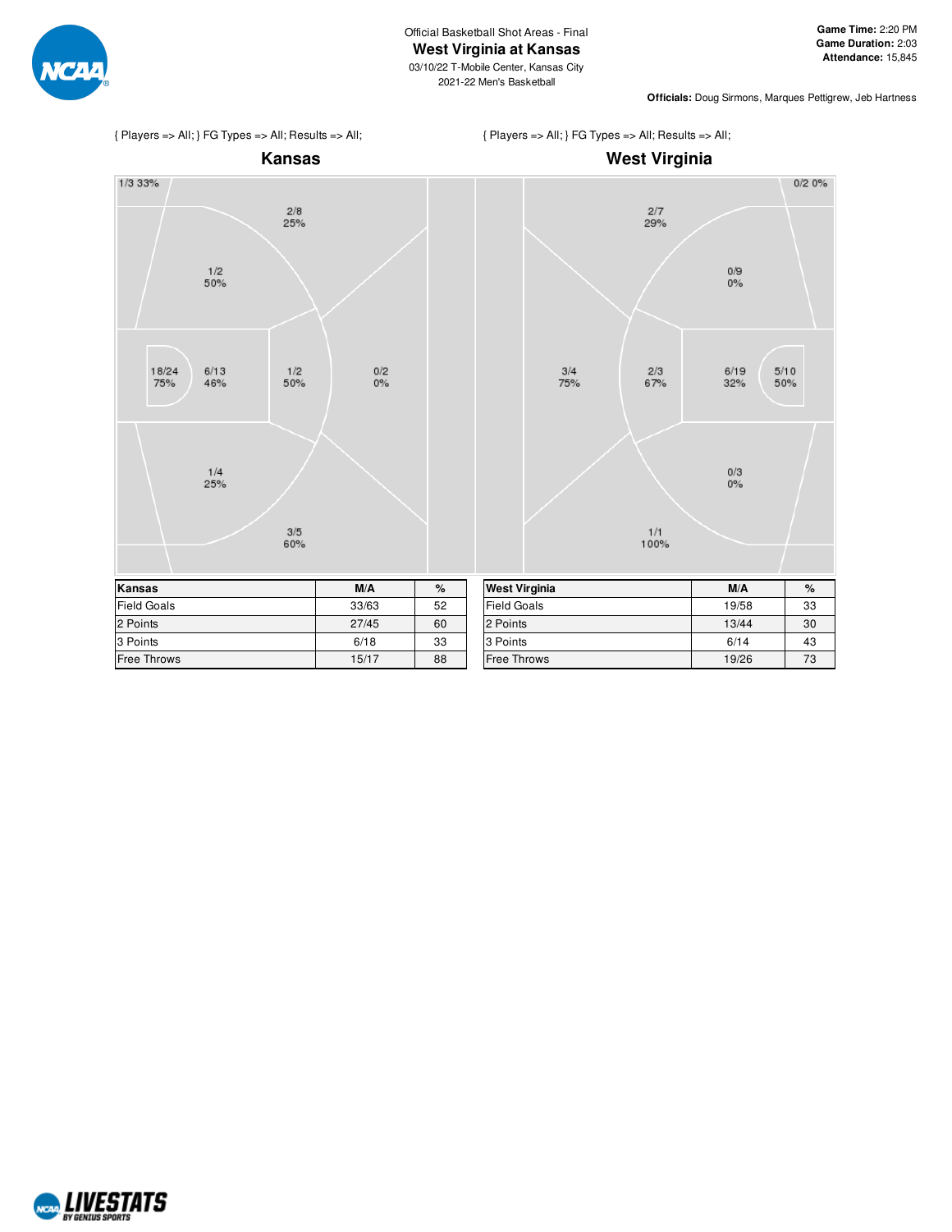Official Basketball Shot Areas - Final

# West Virginia at Kansas

03/10/22 T-Mobile Center, Kansas City

2021-22 Men's Basketball

**Game Time:** 2:20 PM
**Game Duration:** 2:03
**Attendance:** 15,845

**Officials:** Doug Sirmons, Marques Pettigrew, Jeb Hartness

{ Players => All; } FG Types => All; Results => All;

## Kansas

1/3 33%

2/8 25%

1/2 50%

18/24 75%

6/13 46%

1/2 50%

0/2 0%

1/4 25%

3/5 60%

{ Players => All; } FG Types => All; Results => All;

## West Virginia

0/2 0%

2/7 29%

0/9 0%

3/4 75%

2/3 67%

6/19 32%

5/10 50%

0/3 0%

1/1 100%

| Kansas | M/A | % |
|---|---|---|
| Field Goals | 33/63 | 52 |
| 2 Points | 27/45 | 60 |
| 3 Points | 6/18 | 33 |
| Free Throws | 15/17 | 88 |

| West Virginia | M/A | % |
|---|---|---|
| Field Goals | 19/58 | 33 |
| 2 Points | 13/44 | 30 |
| 3 Points | 6/14 | 43 |
| Free Throws | 19/26 | 73 |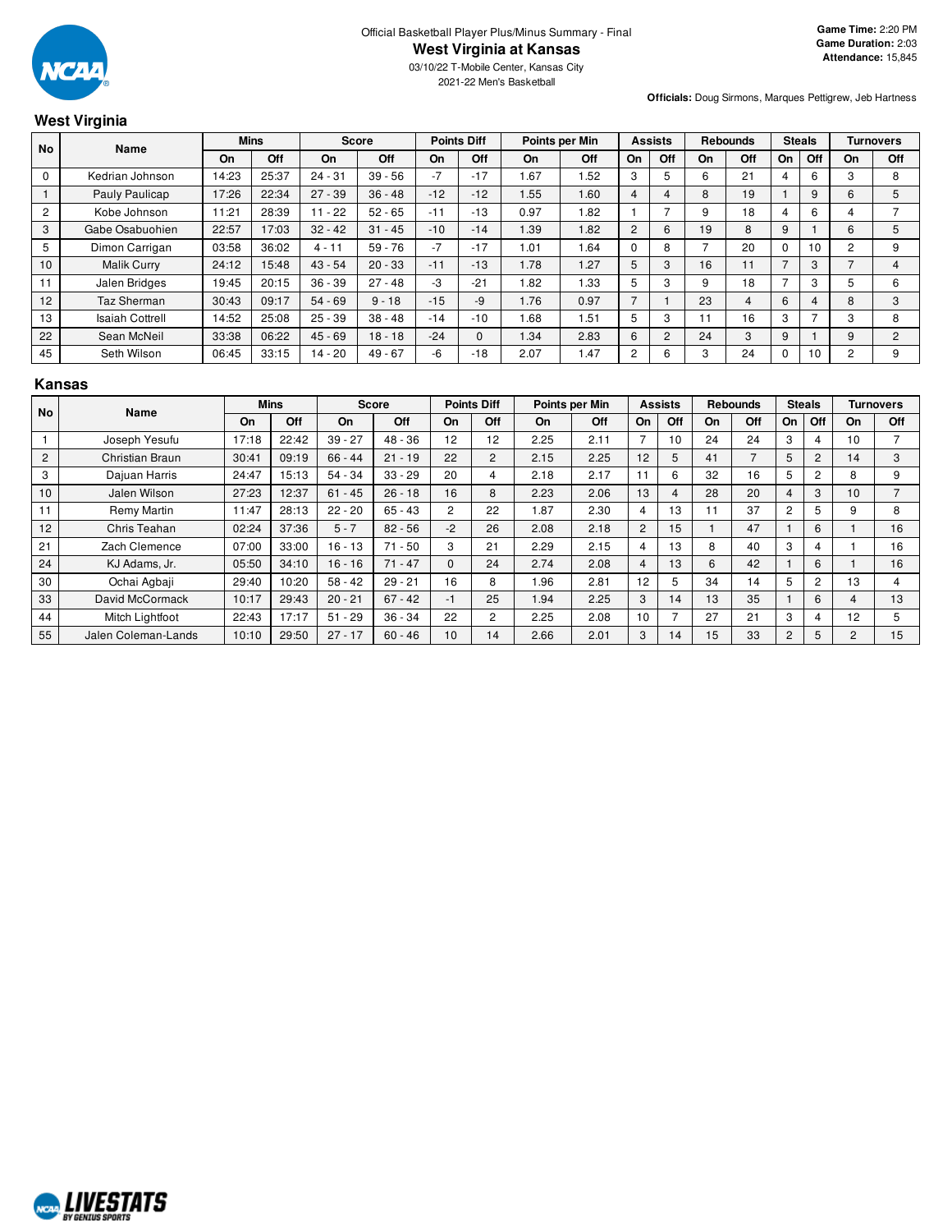Official Basketball Player Plus/Minus Summary - Final

# West Virginia at Kansas

03/10/22 T-Mobile Center, Kansas City

2021-22 Men's Basketball

**Game Time:** 2:20 PM
**Game Duration:** 2:03
**Attendance:** 15,845

**Officials:** Doug Sirmons, Marques Pettigrew, Jeb Hartness

## West Virginia

| No | Name | Mins | | Score | | Points Diff | | Points per Min | | Assists | | Rebounds | | Steals | | Turnovers | |
|---|---|---|---|---|---|---|---|---|---|---|---|---|---|---|---|---|---|
| | | On | Off | On | Off | On | Off | On | Off | On | Off | On | Off | On | Off | On | Off |
| 0 | Kedrian Johnson | 14:23 | 25:37 | 24 - 31 | 39 - 56 | -7 | -17 | 1.67 | 1.52 | 3 | 5 | 6 | 21 | 4 | 6 | 3 | 8 |
| 1 | Pauly Paulicap | 17:26 | 22:34 | 27 - 39 | 36 - 48 | -12 | -12 | 1.55 | 1.60 | 4 | 4 | 8 | 19 | 1 | 9 | 6 | 5 |
| 2 | Kobe Johnson | 11:21 | 28:39 | 11 - 22 | 52 - 65 | -11 | -13 | 0.97 | 1.82 | 1 | 7 | 9 | 18 | 4 | 6 | 4 | 7 |
| 3 | Gabe Osabuohien | 22:57 | 17:03 | 32 - 42 | 31 - 45 | -10 | -14 | 1.39 | 1.82 | 2 | 6 | 19 | 8 | 9 | 1 | 6 | 5 |
| 5 | Dimon Carrigan | 03:58 | 36:02 | 4 - 11 | 59 - 76 | -7 | -17 | 1.01 | 1.64 | 0 | 8 | 7 | 20 | 0 | 10 | 2 | 9 |
| 10 | Malik Curry | 24:12 | 15:48 | 43 - 54 | 20 - 33 | -11 | -13 | 1.78 | 1.27 | 5 | 3 | 16 | 11 | 7 | 3 | 7 | 4 |
| 11 | Jalen Bridges | 19:45 | 20:15 | 36 - 39 | 27 - 48 | -3 | -21 | 1.82 | 1.33 | 5 | 3 | 9 | 18 | 7 | 3 | 5 | 6 |
| 12 | Taz Sherman | 30:43 | 09:17 | 54 - 69 | 9 - 18 | -15 | -9 | 1.76 | 0.97 | 7 | 1 | 23 | 4 | 6 | 4 | 8 | 3 |
| 13 | Isaiah Cottrell | 14:52 | 25:08 | 25 - 39 | 38 - 48 | -14 | -10 | 1.68 | 1.51 | 5 | 3 | 11 | 16 | 3 | 7 | 3 | 8 |
| 22 | Sean McNeil | 33:38 | 06:22 | 45 - 69 | 18 - 18 | -24 | 0 | 1.34 | 2.83 | 6 | 2 | 24 | 3 | 9 | 1 | 9 | 2 |
| 45 | Seth Wilson | 06:45 | 33:15 | 14 - 20 | 49 - 67 | -6 | -18 | 2.07 | 1.47 | 2 | 6 | 3 | 24 | 0 | 10 | 2 | 9 |

## Kansas

| No | Name | Mins | | Score | | Points Diff | | Points per Min | | Assists | | Rebounds | | Steals | | Turnovers | |
|---|---|---|---|---|---|---|---|---|---|---|---|---|---|---|---|---|---|
| | | On | Off | On | Off | On | Off | On | Off | On | Off | On | Off | On | Off | On | Off |
| 1 | Joseph Yesufu | 17:18 | 22:42 | 39 - 27 | 48 - 36 | 12 | 12 | 2.25 | 2.11 | 7 | 10 | 24 | 24 | 3 | 4 | 10 | 7 |
| 2 | Christian Braun | 30:41 | 09:19 | 66 - 44 | 21 - 19 | 22 | 2 | 2.15 | 2.25 | 12 | 5 | 41 | 7 | 5 | 2 | 14 | 3 |
| 3 | Dajuan Harris | 24:47 | 15:13 | 54 - 34 | 33 - 29 | 20 | 4 | 2.18 | 2.17 | 11 | 6 | 32 | 16 | 5 | 2 | 8 | 9 |
| 10 | Jalen Wilson | 27:23 | 12:37 | 61 - 45 | 26 - 18 | 16 | 8 | 2.23 | 2.06 | 13 | 4 | 28 | 20 | 4 | 3 | 10 | 7 |
| 11 | Remy Martin | 11:47 | 28:13 | 22 - 20 | 65 - 43 | 2 | 22 | 1.87 | 2.30 | 4 | 13 | 11 | 37 | 2 | 5 | 9 | 8 |
| 12 | Chris Teahan | 02:24 | 37:36 | 5 - 7 | 82 - 56 | -2 | 26 | 2.08 | 2.18 | 2 | 15 | 1 | 47 | 1 | 6 | 1 | 16 |
| 21 | Zach Clemence | 07:00 | 33:00 | 16 - 13 | 71 - 50 | 3 | 21 | 2.29 | 2.15 | 4 | 13 | 8 | 40 | 3 | 4 | 1 | 16 |
| 24 | KJ Adams, Jr. | 05:50 | 34:10 | 16 - 16 | 71 - 47 | 0 | 24 | 2.74 | 2.08 | 4 | 13 | 6 | 42 | 1 | 6 | 1 | 16 |
| 30 | Ochai Agbaji | 29:40 | 10:20 | 58 - 42 | 29 - 21 | 16 | 8 | 1.96 | 2.81 | 12 | 5 | 34 | 14 | 5 | 2 | 13 | 4 |
| 33 | David McCormack | 10:17 | 29:43 | 20 - 21 | 67 - 42 | -1 | 25 | 1.94 | 2.25 | 3 | 14 | 13 | 35 | 1 | 6 | 4 | 13 |
| 44 | Mitch Lightfoot | 22:43 | 17:17 | 51 - 29 | 36 - 34 | 22 | 2 | 2.25 | 2.08 | 10 | 7 | 27 | 21 | 3 | 4 | 12 | 5 |
| 55 | Jalen Coleman-Lands | 10:10 | 29:50 | 27 - 17 | 60 - 46 | 10 | 14 | 2.66 | 2.01 | 3 | 14 | 15 | 33 | 2 | 5 | 2 | 15 |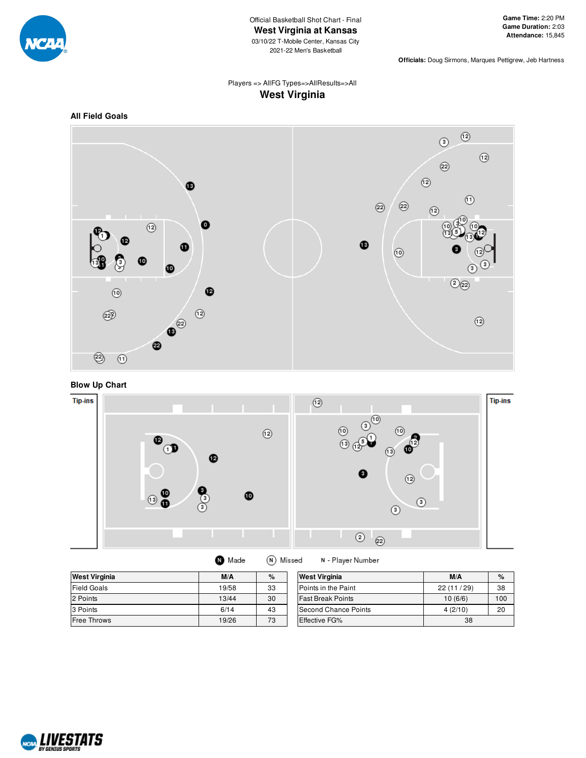Official Basketball Shot Chart - Final

# West Virginia at Kansas

03/10/22 T-Mobile Center, Kansas City

2021-22 Men's Basketball

**Game Time:** 2:20 PM
**Game Duration:** 2:03
**Attendance:** 15,845

**Officials:** Doug Sirmons, Marques Pettigrew, Jeb Hartness

Players => AllFG Types=>AllResults=>All

## West Virginia

### All Field Goals

### Blow Up Chart

Tip-ins

Tip-ins

Made Missed N - Player Number

| West Virginia | M/A | % |
|---|---|---|
| Field Goals | 19/58 | 33 |
| 2 Points | 13/44 | 30 |
| 3 Points | 6/14 | 43 |
| Free Throws | 19/26 | 73 |

| West Virginia | M/A | % |
|---|---|---|
| Points in the Paint | 22 (11 / 29) | 38 |
| Fast Break Points | 10 (6/6) | 100 |
| Second Chance Points | 4 (2/10) | 20 |
| Effective FG% | 38 | |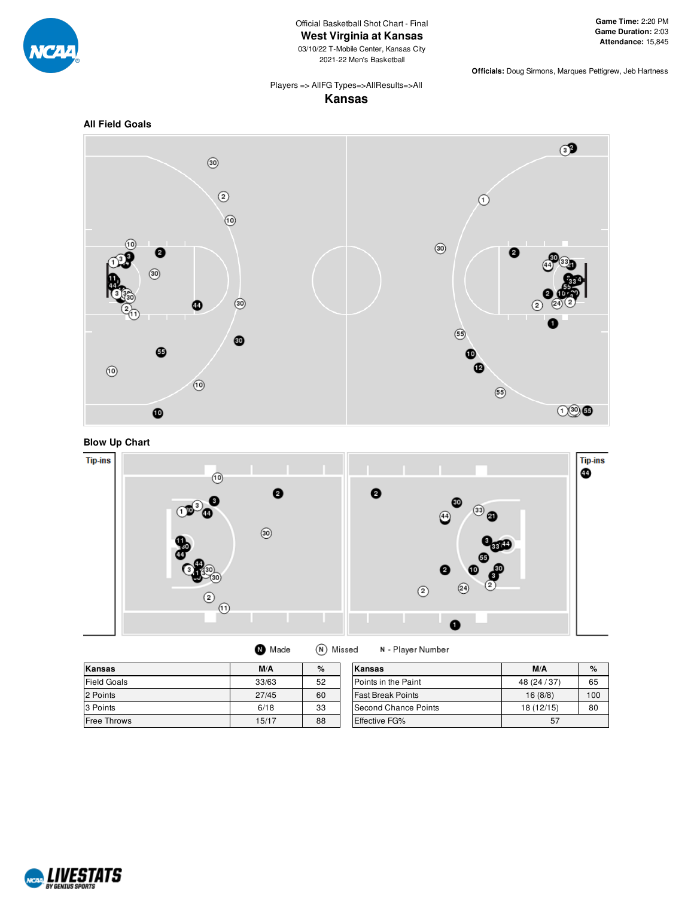Official Basketball Shot Chart - Final

# West Virginia at Kansas

03/10/22 T-Mobile Center, Kansas City

2021-22 Men's Basketball

**Game Time:** 2:20 PM
**Game Duration:** 2:03
**Attendance:** 15,845

**Officials:** Doug Sirmons, Marques Pettigrew, Jeb Hartness

Players => AllFG Types=>AllResults=>All

## Kansas

### All Field Goals

### Blow Up Chart

Tip-ins

Tip-ins

N Made  N Missed  N - Player Number

| Kansas | M/A | % |
|---|---|---|
| Field Goals | 33/63 | 52 |
| 2 Points | 27/45 | 60 |
| 3 Points | 6/18 | 33 |
| Free Throws | 15/17 | 88 |

| Kansas | M/A | % |
|---|---|---|
| Points in the Paint | 48 (24 / 37) | 65 |
| Fast Break Points | 16 (8/8) | 100 |
| Second Chance Points | 18 (12/15) | 80 |
| Effective FG% | 57 | |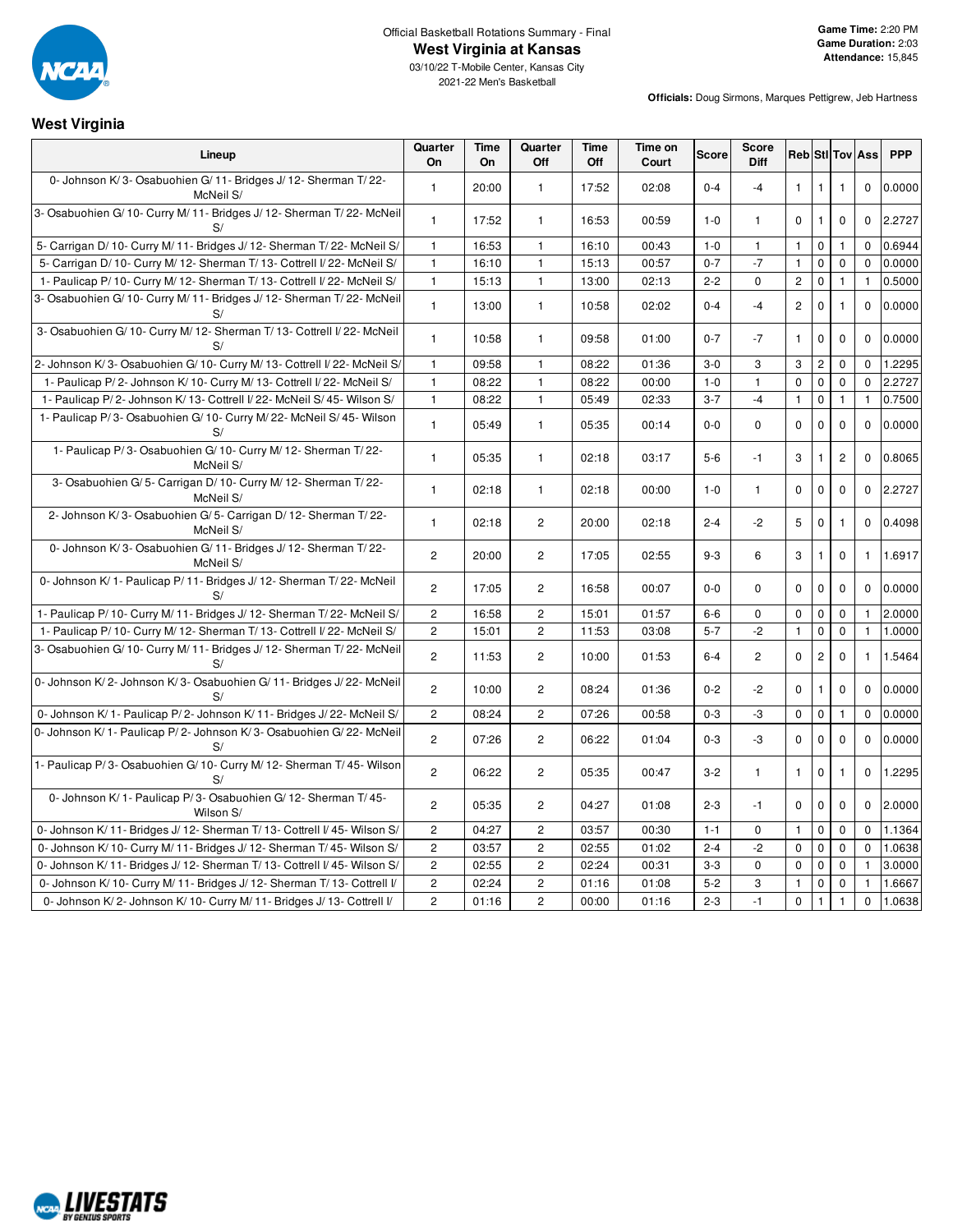Official Basketball Rotations Summary - Final

# West Virginia at Kansas

03/10/22 T-Mobile Center, Kansas City

2021-22 Men's Basketball

**Game Time:** 2:20 PM
**Game Duration:** 2:03
**Attendance:** 15,845

**Officials:** Doug Sirmons, Marques Pettigrew, Jeb Hartness

## West Virginia

| Lineup | Quarter On | Time On | Quarter Off | Time Off | Time on Court | Score | Score Diff | Reb | Stl | Tov | Ass | PPP |
|---|---|---|---|---|---|---|---|---|---|---|---|---|
| 0- Johnson K/ 3- Osabuohien G/ 11- Bridges J/ 12- Sherman T/ 22- McNeil S/ | 1 | 20:00 | 1 | 17:52 | 02:08 | 0-4 | -4 | 1 | 1 | 1 | 0 | 0.0000 |
| 3- Osabuohien G/ 10- Curry M/ 11- Bridges J/ 12- Sherman T/ 22- McNeil S/ | 1 | 17:52 | 1 | 16:53 | 00:59 | 1-0 | 1 | 0 | 1 | 0 | 0 | 2.2727 |
| 5- Carrigan D/ 10- Curry M/ 11- Bridges J/ 12- Sherman T/ 22- McNeil S/ | 1 | 16:53 | 1 | 16:10 | 00:43 | 1-0 | 1 | 1 | 0 | 1 | 0 | 0.6944 |
| 5- Carrigan D/ 10- Curry M/ 12- Sherman T/ 13- Cottrell I/ 22- McNeil S/ | 1 | 16:10 | 1 | 15:13 | 00:57 | 0-7 | -7 | 1 | 0 | 0 | 0 | 0.0000 |
| 1- Paulicap P/ 10- Curry M/ 12- Sherman T/ 13- Cottrell I/ 22- McNeil S/ | 1 | 15:13 | 1 | 13:00 | 02:13 | 2-2 | 0 | 2 | 0 | 1 | 1 | 0.5000 |
| 3- Osabuohien G/ 10- Curry M/ 11- Bridges J/ 12- Sherman T/ 22- McNeil S/ | 1 | 13:00 | 1 | 10:58 | 02:02 | 0-4 | -4 | 2 | 0 | 1 | 0 | 0.0000 |
| 3- Osabuohien G/ 10- Curry M/ 12- Sherman T/ 13- Cottrell I/ 22- McNeil S/ | 1 | 10:58 | 1 | 09:58 | 01:00 | 0-7 | -7 | 1 | 0 | 0 | 0 | 0.0000 |
| 2- Johnson K/ 3- Osabuohien G/ 10- Curry M/ 13- Cottrell I/ 22- McNeil S/ | 1 | 09:58 | 1 | 08:22 | 01:36 | 3-0 | 3 | 3 | 2 | 0 | 0 | 1.2295 |
| 1- Paulicap P/ 2- Johnson K/ 10- Curry M/ 13- Cottrell I/ 22- McNeil S/ | 1 | 08:22 | 1 | 08:22 | 00:00 | 1-0 | 1 | 0 | 0 | 0 | 0 | 2.2727 |
| 1- Paulicap P/ 2- Johnson K/ 13- Cottrell I/ 22- McNeil S/ 45- Wilson S/ | 1 | 08:22 | 1 | 05:49 | 02:33 | 3-7 | -4 | 1 | 0 | 1 | 1 | 0.7500 |
| 1- Paulicap P/ 3- Osabuohien G/ 10- Curry M/ 22- McNeil S/ 45- Wilson S/ | 1 | 05:49 | 1 | 05:35 | 00:14 | 0-0 | 0 | 0 | 0 | 0 | 0 | 0.0000 |
| 1- Paulicap P/ 3- Osabuohien G/ 10- Curry M/ 12- Sherman T/ 22- McNeil S/ | 1 | 05:35 | 1 | 02:18 | 03:17 | 5-6 | -1 | 3 | 1 | 2 | 0 | 0.8065 |
| 3- Osabuohien G/ 5- Carrigan D/ 10- Curry M/ 12- Sherman T/ 22- McNeil S/ | 1 | 02:18 | 1 | 02:18 | 00:00 | 1-0 | 1 | 0 | 0 | 0 | 0 | 2.2727 |
| 2- Johnson K/ 3- Osabuohien G/ 5- Carrigan D/ 12- Sherman T/ 22- McNeil S/ | 1 | 02:18 | 2 | 20:00 | 02:18 | 2-4 | -2 | 5 | 0 | 1 | 0 | 0.4098 |
| 0- Johnson K/ 3- Osabuohien G/ 11- Bridges J/ 12- Sherman T/ 22- McNeil S/ | 2 | 20:00 | 2 | 17:05 | 02:55 | 9-3 | 6 | 3 | 1 | 0 | 1 | 1.6917 |
| 0- Johnson K/ 1- Paulicap P/ 11- Bridges J/ 12- Sherman T/ 22- McNeil S/ | 2 | 17:05 | 2 | 16:58 | 00:07 | 0-0 | 0 | 0 | 0 | 0 | 0 | 0.0000 |
| 1- Paulicap P/ 10- Curry M/ 11- Bridges J/ 12- Sherman T/ 22- McNeil S/ | 2 | 16:58 | 2 | 15:01 | 01:57 | 6-6 | 0 | 0 | 0 | 0 | 1 | 2.0000 |
| 1- Paulicap P/ 10- Curry M/ 12- Sherman T/ 13- Cottrell I/ 22- McNeil S/ | 2 | 15:01 | 2 | 11:53 | 03:08 | 5-7 | -2 | 1 | 0 | 0 | 1 | 1.0000 |
| 3- Osabuohien G/ 10- Curry M/ 11- Bridges J/ 12- Sherman T/ 22- McNeil S/ | 2 | 11:53 | 2 | 10:00 | 01:53 | 6-4 | 2 | 0 | 2 | 0 | 1 | 1.5464 |
| 0- Johnson K/ 2- Johnson K/ 3- Osabuohien G/ 11- Bridges J/ 22- McNeil S/ | 2 | 10:00 | 2 | 08:24 | 01:36 | 0-2 | -2 | 0 | 1 | 0 | 0 | 0.0000 |
| 0- Johnson K/ 1- Paulicap P/ 2- Johnson K/ 11- Bridges J/ 22- McNeil S/ | 2 | 08:24 | 2 | 07:26 | 00:58 | 0-3 | -3 | 0 | 0 | 1 | 0 | 0.0000 |
| 0- Johnson K/ 1- Paulicap P/ 2- Johnson K/ 3- Osabuohien G/ 22- McNeil S/ | 2 | 07:26 | 2 | 06:22 | 01:04 | 0-3 | -3 | 0 | 0 | 0 | 0 | 0.0000 |
| 1- Paulicap P/ 3- Osabuohien G/ 10- Curry M/ 12- Sherman T/ 45- Wilson S/ | 2 | 06:22 | 2 | 05:35 | 00:47 | 3-2 | 1 | 1 | 0 | 1 | 0 | 1.2295 |
| 0- Johnson K/ 1- Paulicap P/ 3- Osabuohien G/ 12- Sherman T/ 45- Wilson S/ | 2 | 05:35 | 2 | 04:27 | 01:08 | 2-3 | -1 | 0 | 0 | 0 | 0 | 2.0000 |
| 0- Johnson K/ 11- Bridges J/ 12- Sherman T/ 13- Cottrell I/ 45- Wilson S/ | 2 | 04:27 | 2 | 03:57 | 00:30 | 1-1 | 0 | 1 | 0 | 0 | 0 | 1.1364 |
| 0- Johnson K/ 10- Curry M/ 11- Bridges J/ 12- Sherman T/ 45- Wilson S/ | 2 | 03:57 | 2 | 02:55 | 01:02 | 2-4 | -2 | 0 | 0 | 0 | 0 | 1.0638 |
| 0- Johnson K/ 11- Bridges J/ 12- Sherman T/ 13- Cottrell I/ 45- Wilson S/ | 2 | 02:55 | 2 | 02:24 | 00:31 | 3-3 | 0 | 0 | 0 | 0 | 1 | 3.0000 |
| 0- Johnson K/ 10- Curry M/ 11- Bridges J/ 12- Sherman T/ 13- Cottrell I/ | 2 | 02:24 | 2 | 01:16 | 01:08 | 5-2 | 3 | 1 | 0 | 0 | 1 | 1.6667 |
| 0- Johnson K/ 2- Johnson K/ 10- Curry M/ 11- Bridges J/ 13- Cottrell I/ | 2 | 01:16 | 2 | 00:00 | 01:16 | 2-3 | -1 | 0 | 1 | 1 | 0 | 1.0638 |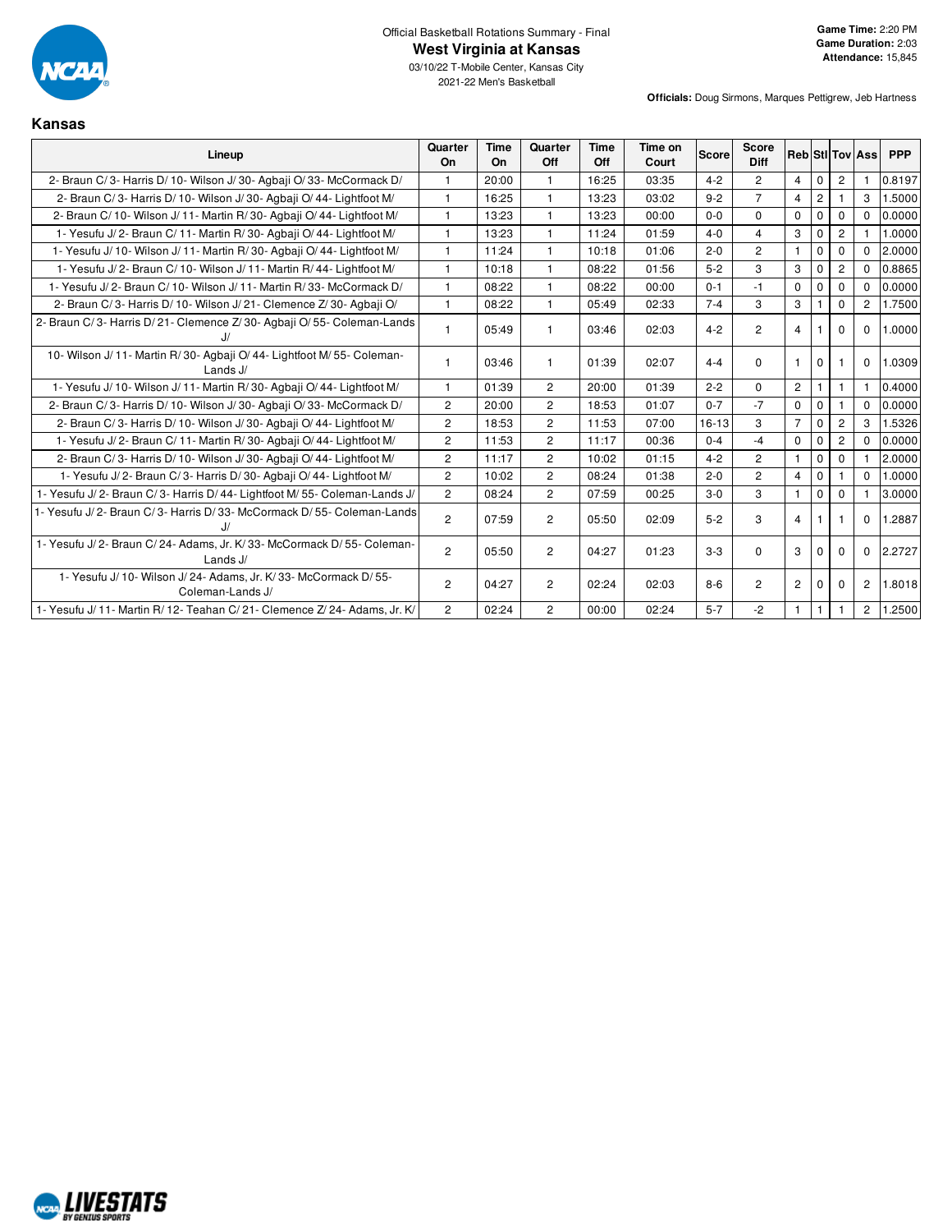Official Basketball Rotations Summary - Final

# West Virginia at Kansas

03/10/22 T-Mobile Center, Kansas City

2021-22 Men's Basketball

**Game Time:** 2:20 PM
**Game Duration:** 2:03
**Attendance:** 15,845

**Officials:** Doug Sirmons, Marques Pettigrew, Jeb Hartness

## Kansas

| Lineup | Quarter On | Time On | Quarter Off | Time Off | Time on Court | Score | Score Diff | Reb | Stl | Tov | Ass | PPP |
|---|---|---|---|---|---|---|---|---|---|---|---|---|
| 2- Braun C/ 3- Harris D/ 10- Wilson J/ 30- Agbaji O/ 33- McCormack D/ | 1 | 20:00 | 1 | 16:25 | 03:35 | 4-2 | 2 | 4 | 0 | 2 | 1 | 0.8197 |
| 2- Braun C/ 3- Harris D/ 10- Wilson J/ 30- Agbaji O/ 44- Lightfoot M/ | 1 | 16:25 | 1 | 13:23 | 03:02 | 9-2 | 7 | 4 | 2 | 1 | 3 | 1.5000 |
| 2- Braun C/ 10- Wilson J/ 11- Martin R/ 30- Agbaji O/ 44- Lightfoot M/ | 1 | 13:23 | 1 | 13:23 | 00:00 | 0-0 | 0 | 0 | 0 | 0 | 0 | 0.0000 |
| 1- Yesufu J/ 2- Braun C/ 11- Martin R/ 30- Agbaji O/ 44- Lightfoot M/ | 1 | 13:23 | 1 | 11:24 | 01:59 | 4-0 | 4 | 3 | 0 | 2 | 1 | 1.0000 |
| 1- Yesufu J/ 10- Wilson J/ 11- Martin R/ 30- Agbaji O/ 44- Lightfoot M/ | 1 | 11:24 | 1 | 10:18 | 01:06 | 2-0 | 2 | 1 | 0 | 0 | 0 | 2.0000 |
| 1- Yesufu J/ 2- Braun C/ 10- Wilson J/ 11- Martin R/ 44- Lightfoot M/ | 1 | 10:18 | 1 | 08:22 | 01:56 | 5-2 | 3 | 3 | 0 | 2 | 0 | 0.8865 |
| 1- Yesufu J/ 2- Braun C/ 10- Wilson J/ 11- Martin R/ 33- McCormack D/ | 1 | 08:22 | 1 | 08:22 | 00:00 | 0-1 | -1 | 0 | 0 | 0 | 0 | 0.0000 |
| 2- Braun C/ 3- Harris D/ 10- Wilson J/ 21- Clemence Z/ 30- Agbaji O/ | 1 | 08:22 | 1 | 05:49 | 02:33 | 7-4 | 3 | 3 | 1 | 0 | 2 | 1.7500 |
| 2- Braun C/ 3- Harris D/ 21- Clemence Z/ 30- Agbaji O/ 55- Coleman-Lands J/ | 1 | 05:49 | 1 | 03:46 | 02:03 | 4-2 | 2 | 4 | 1 | 0 | 0 | 1.0000 |
| 10- Wilson J/ 11- Martin R/ 30- Agbaji O/ 44- Lightfoot M/ 55- Coleman-Lands J/ | 1 | 03:46 | 1 | 01:39 | 02:07 | 4-4 | 0 | 1 | 0 | 1 | 0 | 1.0309 |
| 1- Yesufu J/ 10- Wilson J/ 11- Martin R/ 30- Agbaji O/ 44- Lightfoot M/ | 1 | 01:39 | 2 | 20:00 | 01:39 | 2-2 | 0 | 2 | 1 | 1 | 1 | 0.4000 |
| 2- Braun C/ 3- Harris D/ 10- Wilson J/ 30- Agbaji O/ 33- McCormack D/ | 2 | 20:00 | 2 | 18:53 | 01:07 | 0-7 | -7 | 0 | 0 | 1 | 0 | 0.0000 |
| 2- Braun C/ 3- Harris D/ 10- Wilson J/ 30- Agbaji O/ 44- Lightfoot M/ | 2 | 18:53 | 2 | 11:53 | 07:00 | 16-13 | 3 | 7 | 0 | 2 | 3 | 1.5326 |
| 1- Yesufu J/ 2- Braun C/ 11- Martin R/ 30- Agbaji O/ 44- Lightfoot M/ | 2 | 11:53 | 2 | 11:17 | 00:36 | 0-4 | -4 | 0 | 0 | 2 | 0 | 0.0000 |
| 2- Braun C/ 3- Harris D/ 10- Wilson J/ 30- Agbaji O/ 44- Lightfoot M/ | 2 | 11:17 | 2 | 10:02 | 01:15 | 4-2 | 2 | 1 | 0 | 0 | 1 | 2.0000 |
| 1- Yesufu J/ 2- Braun C/ 3- Harris D/ 30- Agbaji O/ 44- Lightfoot M/ | 2 | 10:02 | 2 | 08:24 | 01:38 | 2-0 | 2 | 4 | 0 | 1 | 0 | 1.0000 |
| 1- Yesufu J/ 2- Braun C/ 3- Harris D/ 44- Lightfoot M/ 55- Coleman-Lands J/ | 2 | 08:24 | 2 | 07:59 | 00:25 | 3-0 | 3 | 1 | 0 | 0 | 1 | 3.0000 |
| 1- Yesufu J/ 2- Braun C/ 3- Harris D/ 33- McCormack D/ 55- Coleman-Lands J/ | 2 | 07:59 | 2 | 05:50 | 02:09 | 5-2 | 3 | 4 | 1 | 1 | 0 | 1.2887 |
| 1- Yesufu J/ 2- Braun C/ 24- Adams, Jr. K/ 33- McCormack D/ 55- Coleman-Lands J/ | 2 | 05:50 | 2 | 04:27 | 01:23 | 3-3 | 0 | 3 | 0 | 0 | 0 | 2.2727 |
| 1- Yesufu J/ 10- Wilson J/ 24- Adams, Jr. K/ 33- McCormack D/ 55- Coleman-Lands J/ | 2 | 04:27 | 2 | 02:24 | 02:03 | 8-6 | 2 | 2 | 0 | 0 | 2 | 1.8018 |
| 1- Yesufu J/ 11- Martin R/ 12- Teahan C/ 21- Clemence Z/ 24- Adams, Jr. K/ | 2 | 02:24 | 2 | 00:00 | 02:24 | 5-7 | -2 | 1 | 1 | 1 | 2 | 1.2500 |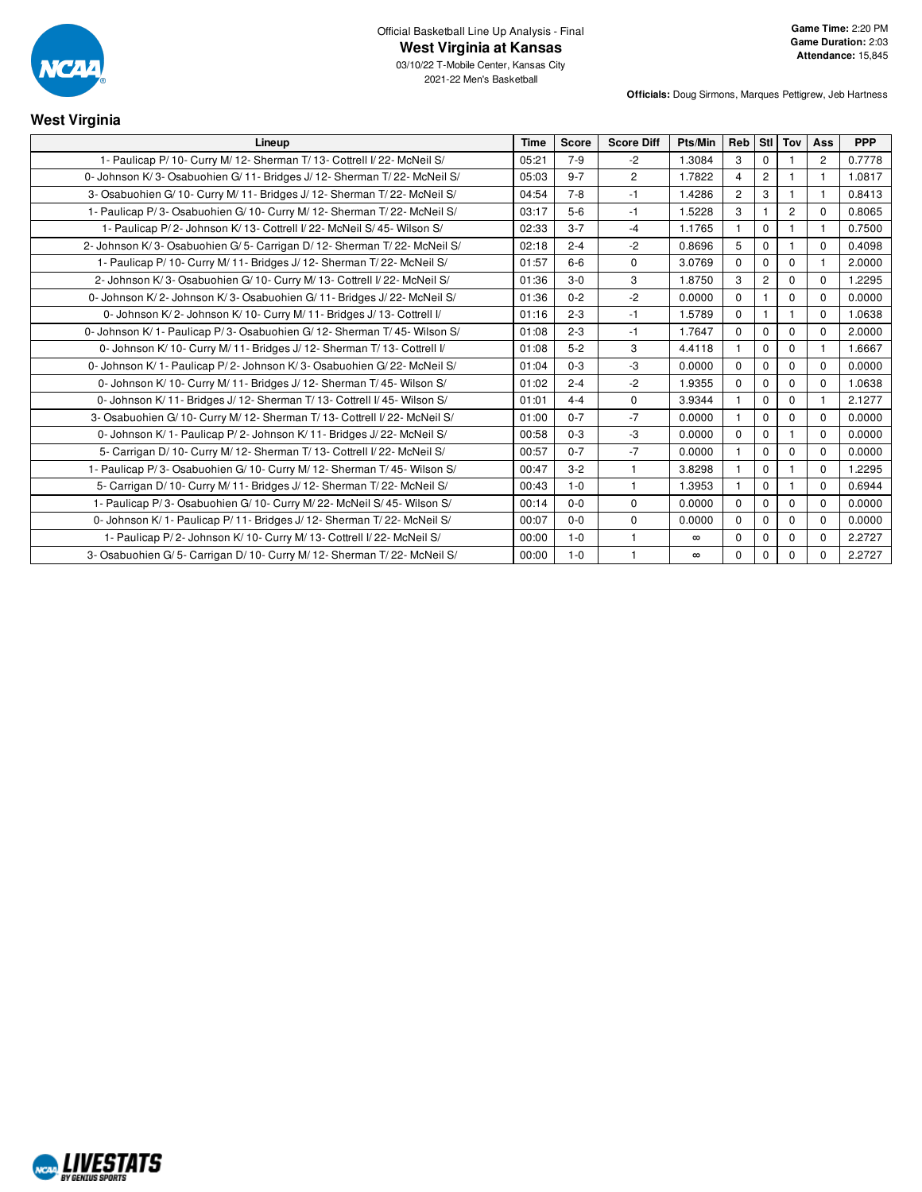Official Basketball Line Up Analysis - Final

# West Virginia at Kansas

03/10/22 T-Mobile Center, Kansas City
2021-22 Men's Basketball

**Game Time:** 2:20 PM
**Game Duration:** 2:03
**Attendance:** 15,845

**Officials:** Doug Sirmons, Marques Pettigrew, Jeb Hartness

## West Virginia

| Lineup | Time | Score | Score Diff | Pts/Min | Reb | Stl | Tov | Ass | PPP |
|---|---|---|---|---|---|---|---|---|---|
| 1- Paulicap P/ 10- Curry M/ 12- Sherman T/ 13- Cottrell I/ 22- McNeil S/ | 05:21 | 7-9 | -2 | 1.3084 | 3 | 0 | 1 | 2 | 0.7778 |
| 0- Johnson K/ 3- Osabuohien G/ 11- Bridges J/ 12- Sherman T/ 22- McNeil S/ | 05:03 | 9-7 | 2 | 1.7822 | 4 | 2 | 1 | 1 | 1.0817 |
| 3- Osabuohien G/ 10- Curry M/ 11- Bridges J/ 12- Sherman T/ 22- McNeil S/ | 04:54 | 7-8 | -1 | 1.4286 | 2 | 3 | 1 | 1 | 0.8413 |
| 1- Paulicap P/ 3- Osabuohien G/ 10- Curry M/ 12- Sherman T/ 22- McNeil S/ | 03:17 | 5-6 | -1 | 1.5228 | 3 | 1 | 2 | 0 | 0.8065 |
| 1- Paulicap P/ 2- Johnson K/ 13- Cottrell I/ 22- McNeil S/ 45- Wilson S/ | 02:33 | 3-7 | -4 | 1.1765 | 1 | 0 | 1 | 1 | 0.7500 |
| 2- Johnson K/ 3- Osabuohien G/ 5- Carrigan D/ 12- Sherman T/ 22- McNeil S/ | 02:18 | 2-4 | -2 | 0.8696 | 5 | 0 | 1 | 0 | 0.4098 |
| 1- Paulicap P/ 10- Curry M/ 11- Bridges J/ 12- Sherman T/ 22- McNeil S/ | 01:57 | 6-6 | 0 | 3.0769 | 0 | 0 | 0 | 1 | 2.0000 |
| 2- Johnson K/ 3- Osabuohien G/ 10- Curry M/ 13- Cottrell I/ 22- McNeil S/ | 01:36 | 3-0 | 3 | 1.8750 | 3 | 2 | 0 | 0 | 1.2295 |
| 0- Johnson K/ 2- Johnson K/ 3- Osabuohien G/ 11- Bridges J/ 22- McNeil S/ | 01:36 | 0-2 | -2 | 0.0000 | 0 | 1 | 0 | 0 | 0.0000 |
| 0- Johnson K/ 2- Johnson K/ 10- Curry M/ 11- Bridges J/ 13- Cottrell I/ | 01:16 | 2-3 | -1 | 1.5789 | 0 | 1 | 1 | 0 | 1.0638 |
| 0- Johnson K/ 1- Paulicap P/ 3- Osabuohien G/ 12- Sherman T/ 45- Wilson S/ | 01:08 | 2-3 | -1 | 1.7647 | 0 | 0 | 0 | 0 | 2.0000 |
| 0- Johnson K/ 10- Curry M/ 11- Bridges J/ 12- Sherman T/ 13- Cottrell I/ | 01:08 | 5-2 | 3 | 4.4118 | 1 | 0 | 0 | 1 | 1.6667 |
| 0- Johnson K/ 1- Paulicap P/ 2- Johnson K/ 3- Osabuohien G/ 22- McNeil S/ | 01:04 | 0-3 | -3 | 0.0000 | 0 | 0 | 0 | 0 | 0.0000 |
| 0- Johnson K/ 10- Curry M/ 11- Bridges J/ 12- Sherman T/ 45- Wilson S/ | 01:02 | 2-4 | -2 | 1.9355 | 0 | 0 | 0 | 0 | 1.0638 |
| 0- Johnson K/ 11- Bridges J/ 12- Sherman T/ 13- Cottrell I/ 45- Wilson S/ | 01:01 | 4-4 | 0 | 3.9344 | 1 | 0 | 0 | 1 | 2.1277 |
| 3- Osabuohien G/ 10- Curry M/ 12- Sherman T/ 13- Cottrell I/ 22- McNeil S/ | 01:00 | 0-7 | -7 | 0.0000 | 1 | 0 | 0 | 0 | 0.0000 |
| 0- Johnson K/ 1- Paulicap P/ 2- Johnson K/ 11- Bridges J/ 22- McNeil S/ | 00:58 | 0-3 | -3 | 0.0000 | 0 | 0 | 1 | 0 | 0.0000 |
| 5- Carrigan D/ 10- Curry M/ 12- Sherman T/ 13- Cottrell I/ 22- McNeil S/ | 00:57 | 0-7 | -7 | 0.0000 | 1 | 0 | 0 | 0 | 0.0000 |
| 1- Paulicap P/ 3- Osabuohien G/ 10- Curry M/ 12- Sherman T/ 45- Wilson S/ | 00:47 | 3-2 | 1 | 3.8298 | 1 | 0 | 1 | 0 | 1.2295 |
| 5- Carrigan D/ 10- Curry M/ 11- Bridges J/ 12- Sherman T/ 22- McNeil S/ | 00:43 | 1-0 | 1 | 1.3953 | 1 | 0 | 1 | 0 | 0.6944 |
| 1- Paulicap P/ 3- Osabuohien G/ 10- Curry M/ 22- McNeil S/ 45- Wilson S/ | 00:14 | 0-0 | 0 | 0.0000 | 0 | 0 | 0 | 0 | 0.0000 |
| 0- Johnson K/ 1- Paulicap P/ 11- Bridges J/ 12- Sherman T/ 22- McNeil S/ | 00:07 | 0-0 | 0 | 0.0000 | 0 | 0 | 0 | 0 | 0.0000 |
| 1- Paulicap P/ 2- Johnson K/ 10- Curry M/ 13- Cottrell I/ 22- McNeil S/ | 00:00 | 1-0 | 1 | ∞ | 0 | 0 | 0 | 0 | 2.2727 |
| 3- Osabuohien G/ 5- Carrigan D/ 10- Curry M/ 12- Sherman T/ 22- McNeil S/ | 00:00 | 1-0 | 1 | ∞ | 0 | 0 | 0 | 0 | 2.2727 |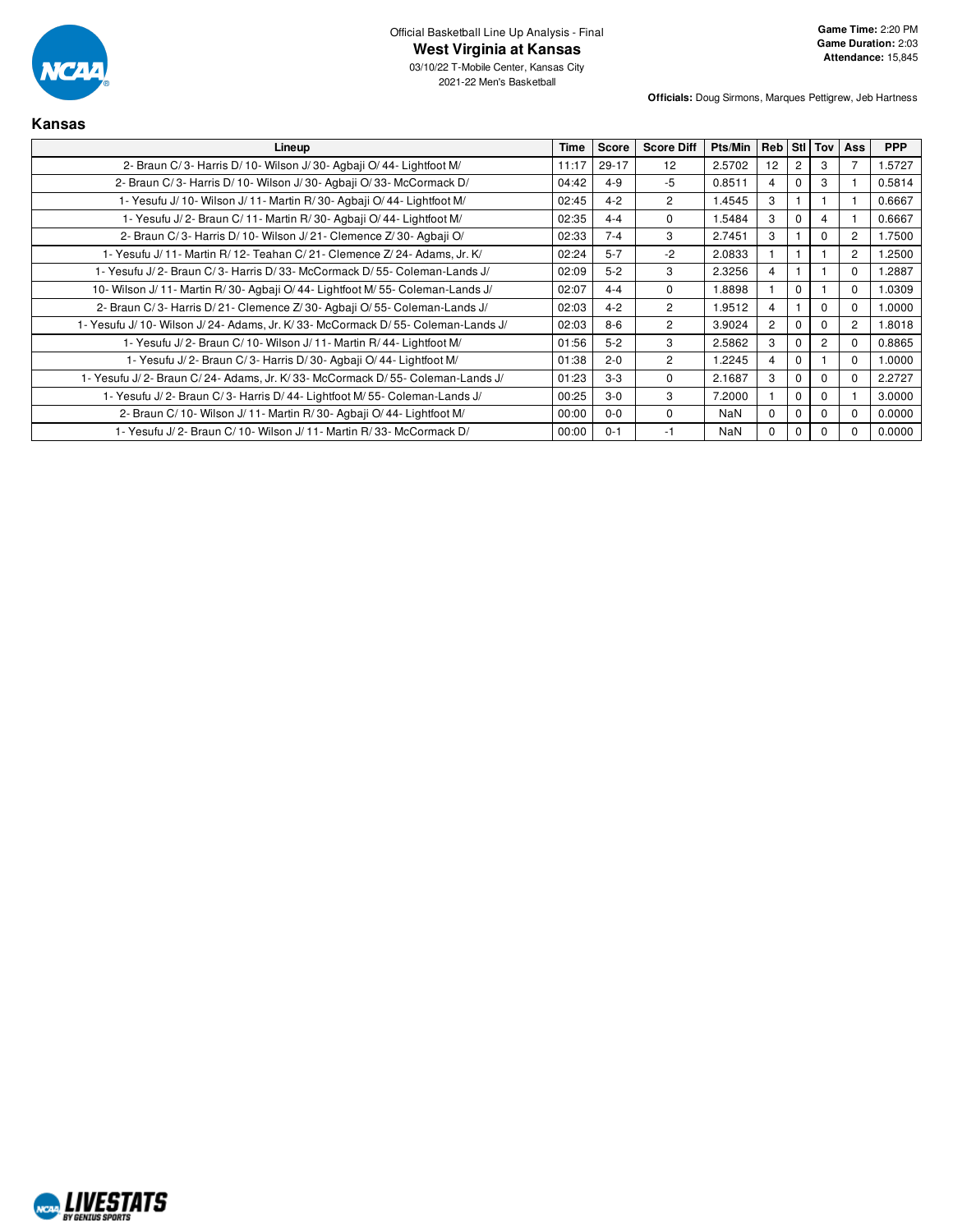Official Basketball Line Up Analysis - Final

# West Virginia at Kansas

03/10/22 T-Mobile Center, Kansas City

2021-22 Men's Basketball

**Game Time:** 2:20 PM
**Game Duration:** 2:03
**Attendance:** 15,845

**Officials:** Doug Sirmons, Marques Pettigrew, Jeb Hartness

## Kansas

| Lineup | Time | Score | Score Diff | Pts/Min | Reb | Stl | Tov | Ass | PPP |
|---|---|---|---|---|---|---|---|---|---|
| 2- Braun C/ 3- Harris D/ 10- Wilson J/ 30- Agbaji O/ 44- Lightfoot M/ | 11:17 | 29-17 | 12 | 2.5702 | 12 | 2 | 3 | 7 | 1.5727 |
| 2- Braun C/ 3- Harris D/ 10- Wilson J/ 30- Agbaji O/ 33- McCormack D/ | 04:42 | 4-9 | -5 | 0.8511 | 4 | 0 | 3 | 1 | 0.5814 |
| 1- Yesufu J/ 10- Wilson J/ 11- Martin R/ 30- Agbaji O/ 44- Lightfoot M/ | 02:45 | 4-2 | 2 | 1.4545 | 3 | 1 | 1 | 1 | 0.6667 |
| 1- Yesufu J/ 2- Braun C/ 11- Martin R/ 30- Agbaji O/ 44- Lightfoot M/ | 02:35 | 4-4 | 0 | 1.5484 | 3 | 0 | 4 | 1 | 0.6667 |
| 2- Braun C/ 3- Harris D/ 10- Wilson J/ 21- Clemence Z/ 30- Agbaji O/ | 02:33 | 7-4 | 3 | 2.7451 | 3 | 1 | 0 | 2 | 1.7500 |
| 1- Yesufu J/ 11- Martin R/ 12- Teahan C/ 21- Clemence Z/ 24- Adams, Jr. K/ | 02:24 | 5-7 | -2 | 2.0833 | 1 | 1 | 1 | 2 | 1.2500 |
| 1- Yesufu J/ 2- Braun C/ 3- Harris D/ 33- McCormack D/ 55- Coleman-Lands J/ | 02:09 | 5-2 | 3 | 2.3256 | 4 | 1 | 1 | 0 | 1.2887 |
| 10- Wilson J/ 11- Martin R/ 30- Agbaji O/ 44- Lightfoot M/ 55- Coleman-Lands J/ | 02:07 | 4-4 | 0 | 1.8898 | 1 | 0 | 1 | 0 | 1.0309 |
| 2- Braun C/ 3- Harris D/ 21- Clemence Z/ 30- Agbaji O/ 55- Coleman-Lands J/ | 02:03 | 4-2 | 2 | 1.9512 | 4 | 1 | 0 | 0 | 1.0000 |
| 1- Yesufu J/ 10- Wilson J/ 24- Adams, Jr. K/ 33- McCormack D/ 55- Coleman-Lands J/ | 02:03 | 8-6 | 2 | 3.9024 | 2 | 0 | 0 | 2 | 1.8018 |
| 1- Yesufu J/ 2- Braun C/ 10- Wilson J/ 11- Martin R/ 44- Lightfoot M/ | 01:56 | 5-2 | 3 | 2.5862 | 3 | 0 | 2 | 0 | 0.8865 |
| 1- Yesufu J/ 2- Braun C/ 3- Harris D/ 30- Agbaji O/ 44- Lightfoot M/ | 01:38 | 2-0 | 2 | 1.2245 | 4 | 0 | 1 | 0 | 1.0000 |
| 1- Yesufu J/ 2- Braun C/ 24- Adams, Jr. K/ 33- McCormack D/ 55- Coleman-Lands J/ | 01:23 | 3-3 | 0 | 2.1687 | 3 | 0 | 0 | 0 | 2.2727 |
| 1- Yesufu J/ 2- Braun C/ 3- Harris D/ 44- Lightfoot M/ 55- Coleman-Lands J/ | 00:25 | 3-0 | 3 | 7.2000 | 1 | 0 | 0 | 1 | 3.0000 |
| 2- Braun C/ 10- Wilson J/ 11- Martin R/ 30- Agbaji O/ 44- Lightfoot M/ | 00:00 | 0-0 | 0 | NaN | 0 | 0 | 0 | 0 | 0.0000 |
| 1- Yesufu J/ 2- Braun C/ 10- Wilson J/ 11- Martin R/ 33- McCormack D/ | 00:00 | 0-1 | -1 | NaN | 0 | 0 | 0 | 0 | 0.0000 |